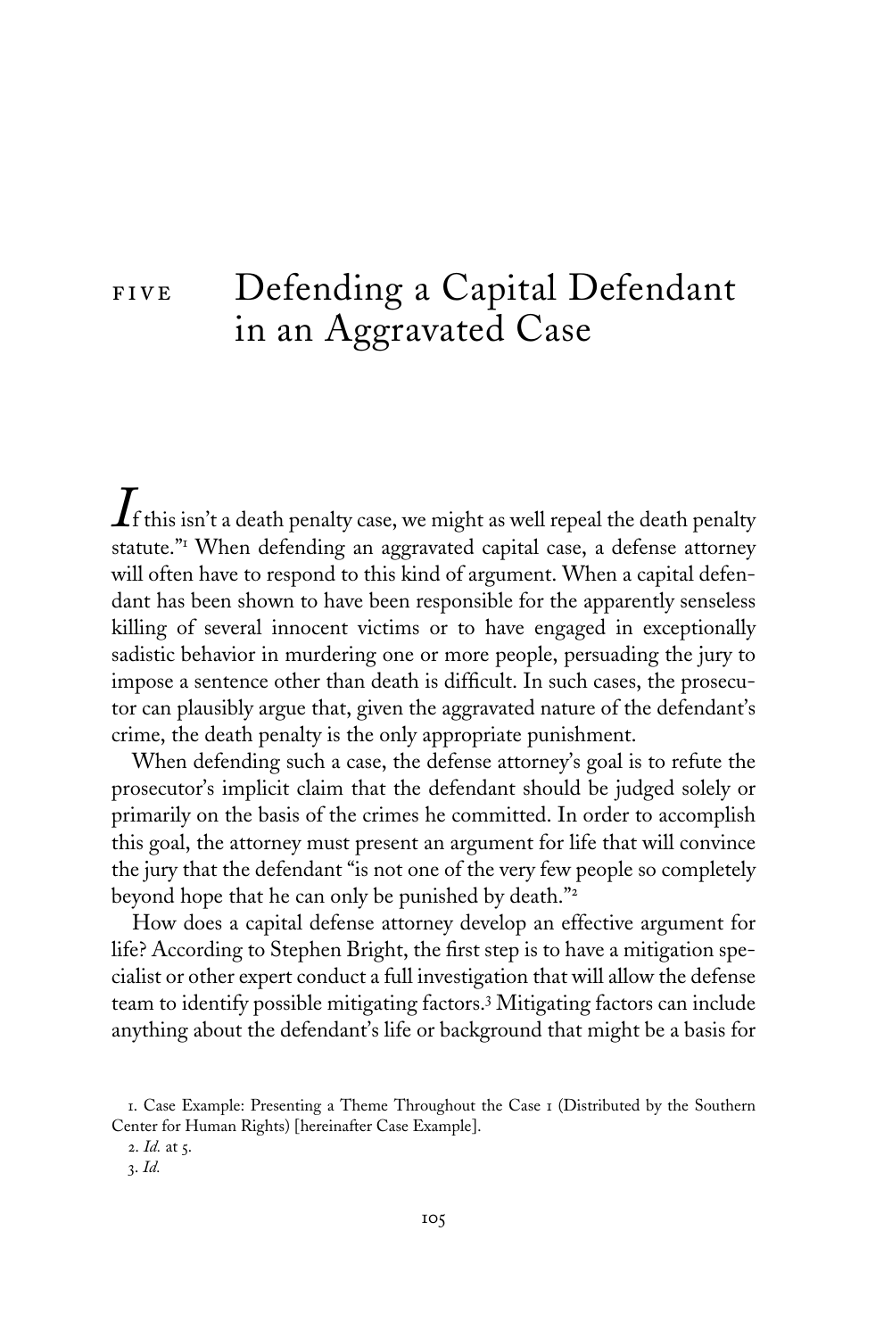# FIVE Defending a Capital Defendant in an Aggravated Case

"If this isn't a death penalty case, we might as well repeal the death penalty statute."[1] When defending an aggravated capital case, a defense attorney will often have to respond to this kind of argument. When a capital defendant has been shown to have been responsible for the apparently senseless killing of several innocent victims or to have engaged in exceptionally sadistic behavior in murdering one or more people, persuading the jury to impose a sentence other than death is difficult. In such cases, the prosecutor can plausibly argue that, given the aggravated nature of the defendant's crime, the death penalty is the only appropriate punishment.

When defending such a case, the defense attorney's goal is to refute the prosecutor's implicit claim that the defendant should be judged solely or primarily on the basis of the crimes he committed. In order to accomplish this goal, the attorney must present an argument for life that will convince the jury that the defendant "is not one of the very few people so completely beyond hope that he can only be punished by death."[2]

How does a capital defense attorney develop an effective argument for life? According to Stephen Bright, the first step is to have a mitigation specialist or other expert conduct a full investigation that will allow the defense team to identify possible mitigating factors.[3] Mitigating factors can include anything about the defendant's life or background that might be a basis for

1. Case Example: Presenting a Theme Throughout the Case 1 (Distributed by the Southern Center for Human Rights) [hereinafter Case Example].

2. *Id.* at 5.

3. *Id.*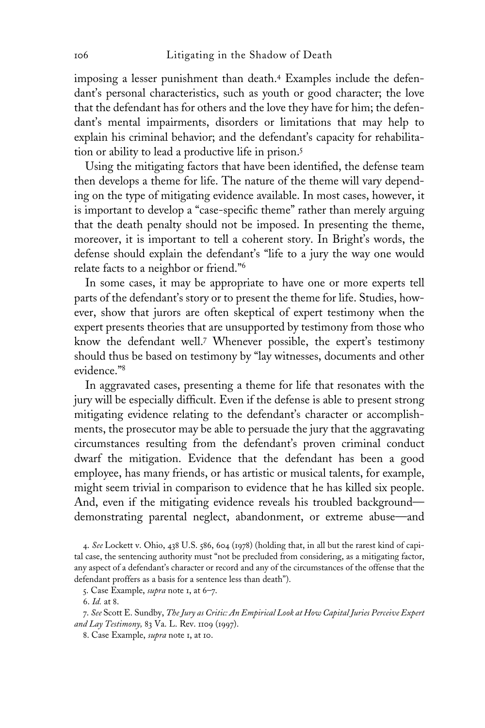imposing a lesser punishment than death.[4] Examples include the defendant's personal characteristics, such as youth or good character; the love that the defendant has for others and the love they have for him; the defendant's mental impairments, disorders or limitations that may help to explain his criminal behavior; and the defendant's capacity for rehabilitation or ability to lead a productive life in prison.[5]

Using the mitigating factors that have been identified, the defense team then develops a theme for life. The nature of the theme will vary depending on the type of mitigating evidence available. In most cases, however, it is important to develop a "case-specific theme" rather than merely arguing that the death penalty should not be imposed. In presenting the theme, moreover, it is important to tell a coherent story. In Bright's words, the defense should explain the defendant's "life to a jury the way one would relate facts to a neighbor or friend."[6]

In some cases, it may be appropriate to have one or more experts tell parts of the defendant's story or to present the theme for life. Studies, however, show that jurors are often skeptical of expert testimony when the expert presents theories that are unsupported by testimony from those who know the defendant well.[7] Whenever possible, the expert's testimony should thus be based on testimony by "lay witnesses, documents and other evidence."[8]

In aggravated cases, presenting a theme for life that resonates with the jury will be especially difficult. Even if the defense is able to present strong mitigating evidence relating to the defendant's character or accomplishments, the prosecutor may be able to persuade the jury that the aggravating circumstances resulting from the defendant's proven criminal conduct dwarf the mitigation. Evidence that the defendant has been a good employee, has many friends, or has artistic or musical talents, for example, might seem trivial in comparison to evidence that he has killed six people. And, even if the mitigating evidence reveals his troubled background—demonstrating parental neglect, abandonment, or extreme abuse—and

4. *See* Lockett v. Ohio, 438 U.S. 586, 604 (1978) (holding that, in all but the rarest kind of capital case, the sentencing authority must "not be precluded from considering, as a mitigating factor, any aspect of a defendant's character or record and any of the circumstances of the offense that the defendant proffers as a basis for a sentence less than death").

5. Case Example, *supra* note 1, at 6–7.

6. *Id.* at 8.

7. *See* Scott E. Sundby, *The Jury as Critic: An Empirical Look at How Capital Juries Perceive Expert and Lay Testimony,* 83 Va. L. Rev. 1109 (1997).

8. Case Example, *supra* note 1, at 10.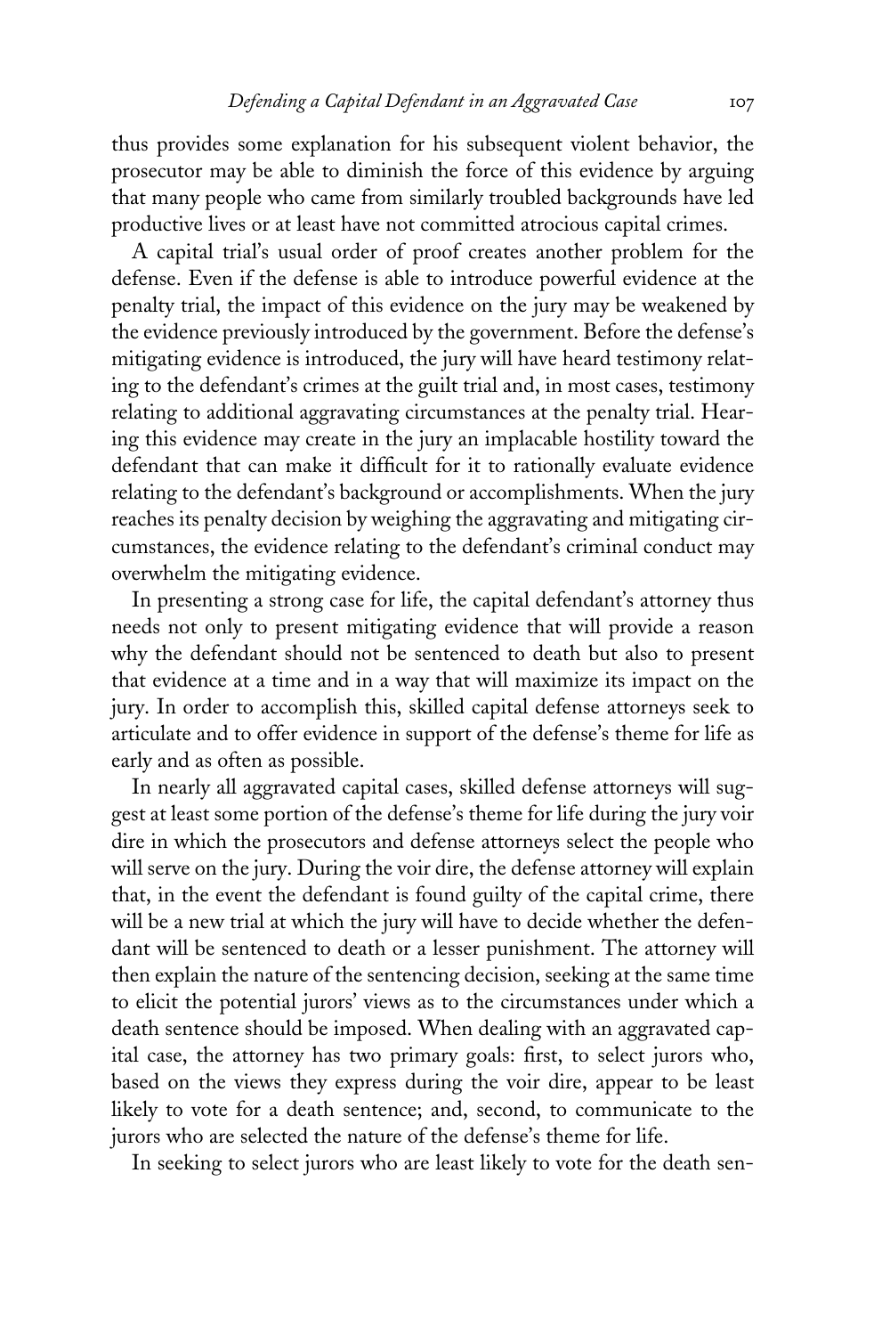thus provides some explanation for his subsequent violent behavior, the prosecutor may be able to diminish the force of this evidence by arguing that many people who came from similarly troubled backgrounds have led productive lives or at least have not committed atrocious capital crimes.

A capital trial's usual order of proof creates another problem for the defense. Even if the defense is able to introduce powerful evidence at the penalty trial, the impact of this evidence on the jury may be weakened by the evidence previously introduced by the government. Before the defense's mitigating evidence is introduced, the jury will have heard testimony relating to the defendant's crimes at the guilt trial and, in most cases, testimony relating to additional aggravating circumstances at the penalty trial. Hearing this evidence may create in the jury an implacable hostility toward the defendant that can make it difficult for it to rationally evaluate evidence relating to the defendant's background or accomplishments. When the jury reaches its penalty decision by weighing the aggravating and mitigating circumstances, the evidence relating to the defendant's criminal conduct may overwhelm the mitigating evidence.

In presenting a strong case for life, the capital defendant's attorney thus needs not only to present mitigating evidence that will provide a reason why the defendant should not be sentenced to death but also to present that evidence at a time and in a way that will maximize its impact on the jury. In order to accomplish this, skilled capital defense attorneys seek to articulate and to offer evidence in support of the defense's theme for life as early and as often as possible.

In nearly all aggravated capital cases, skilled defense attorneys will suggest at least some portion of the defense's theme for life during the jury voir dire in which the prosecutors and defense attorneys select the people who will serve on the jury. During the voir dire, the defense attorney will explain that, in the event the defendant is found guilty of the capital crime, there will be a new trial at which the jury will have to decide whether the defendant will be sentenced to death or a lesser punishment. The attorney will then explain the nature of the sentencing decision, seeking at the same time to elicit the potential jurors' views as to the circumstances under which a death sentence should be imposed. When dealing with an aggravated capital case, the attorney has two primary goals: first, to select jurors who, based on the views they express during the voir dire, appear to be least likely to vote for a death sentence; and, second, to communicate to the jurors who are selected the nature of the defense's theme for life.

In seeking to select jurors who are least likely to vote for the death sen-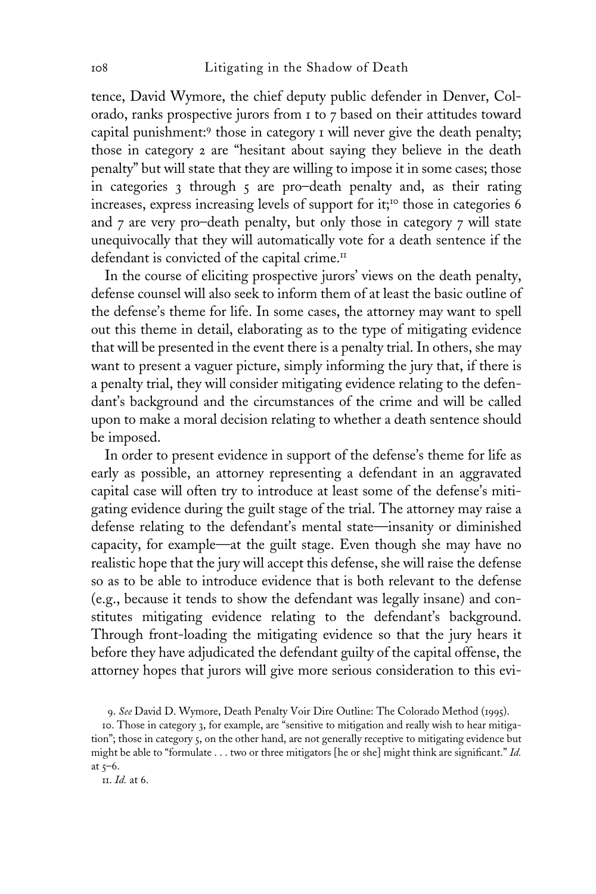tence, David Wymore, the chief deputy public defender in Denver, Colorado, ranks prospective jurors from 1 to 7 based on their attitudes toward capital punishment:[9] those in category 1 will never give the death penalty; those in category 2 are "hesitant about saying they believe in the death penalty" but will state that they are willing to impose it in some cases; those in categories 3 through 5 are pro–death penalty and, as their rating increases, express increasing levels of support for it;[10] those in categories 6 and 7 are very pro–death penalty, but only those in category 7 will state unequivocally that they will automatically vote for a death sentence if the defendant is convicted of the capital crime.[11]

In the course of eliciting prospective jurors' views on the death penalty, defense counsel will also seek to inform them of at least the basic outline of the defense's theme for life. In some cases, the attorney may want to spell out this theme in detail, elaborating as to the type of mitigating evidence that will be presented in the event there is a penalty trial. In others, she may want to present a vaguer picture, simply informing the jury that, if there is a penalty trial, they will consider mitigating evidence relating to the defendant's background and the circumstances of the crime and will be called upon to make a moral decision relating to whether a death sentence should be imposed.

In order to present evidence in support of the defense's theme for life as early as possible, an attorney representing a defendant in an aggravated capital case will often try to introduce at least some of the defense's mitigating evidence during the guilt stage of the trial. The attorney may raise a defense relating to the defendant's mental state—insanity or diminished capacity, for example—at the guilt stage. Even though she may have no realistic hope that the jury will accept this defense, she will raise the defense so as to be able to introduce evidence that is both relevant to the defense (e.g., because it tends to show the defendant was legally insane) and constitutes mitigating evidence relating to the defendant's background. Through front-loading the mitigating evidence so that the jury hears it before they have adjudicated the defendant guilty of the capital offense, the attorney hopes that jurors will give more serious consideration to this evi-

9. *See* David D. Wymore, Death Penalty Voir Dire Outline: The Colorado Method (1995).

10. Those in category 3, for example, are "sensitive to mitigation and really wish to hear mitigation"; those in category 5, on the other hand, are not generally receptive to mitigating evidence but might be able to "formulate . . . two or three mitigators [he or she] might think are significant." *Id.* at 5–6.

11. *Id.* at 6.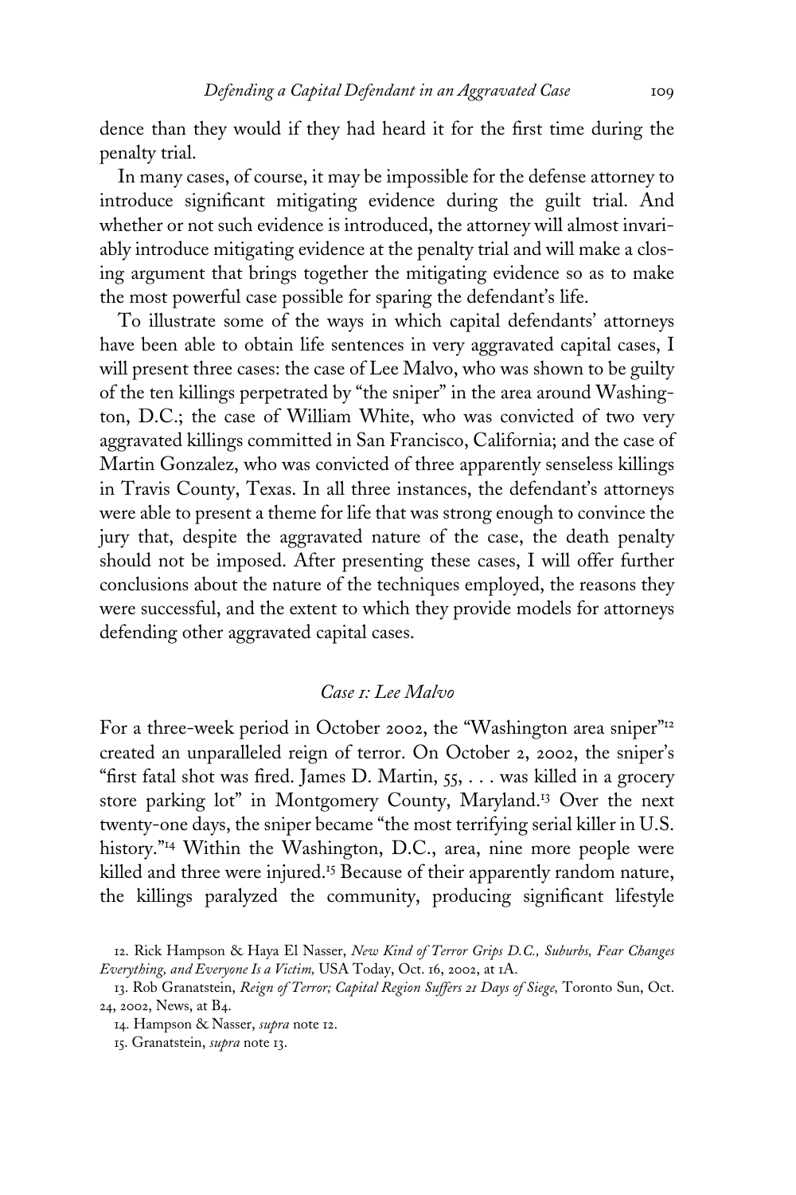dence than they would if they had heard it for the first time during the penalty trial.

In many cases, of course, it may be impossible for the defense attorney to introduce significant mitigating evidence during the guilt trial. And whether or not such evidence is introduced, the attorney will almost invariably introduce mitigating evidence at the penalty trial and will make a closing argument that brings together the mitigating evidence so as to make the most powerful case possible for sparing the defendant's life.

To illustrate some of the ways in which capital defendants' attorneys have been able to obtain life sentences in very aggravated capital cases, I will present three cases: the case of Lee Malvo, who was shown to be guilty of the ten killings perpetrated by "the sniper" in the area around Washington, D.C.; the case of William White, who was convicted of two very aggravated killings committed in San Francisco, California; and the case of Martin Gonzalez, who was convicted of three apparently senseless killings in Travis County, Texas. In all three instances, the defendant's attorneys were able to present a theme for life that was strong enough to convince the jury that, despite the aggravated nature of the case, the death penalty should not be imposed. After presenting these cases, I will offer further conclusions about the nature of the techniques employed, the reasons they were successful, and the extent to which they provide models for attorneys defending other aggravated capital cases.

### *Case 1: Lee Malvo*

For a three-week period in October 2002, the "Washington area sniper"[12] created an unparalleled reign of terror. On October 2, 2002, the sniper's "first fatal shot was fired. James D. Martin, 55, . . . was killed in a grocery store parking lot" in Montgomery County, Maryland.[13] Over the next twenty-one days, the sniper became "the most terrifying serial killer in U.S. history."[14] Within the Washington, D.C., area, nine more people were killed and three were injured.[15] Because of their apparently random nature, the killings paralyzed the community, producing significant lifestyle

12. Rick Hampson & Haya El Nasser, *New Kind of Terror Grips D.C., Suburbs, Fear Changes Everything, and Everyone Is a Victim,* USA Today, Oct. 16, 2002, at 1A.

13. Rob Granatstein, *Reign of Terror; Capital Region Suffers 21 Days of Siege,* Toronto Sun, Oct. 24, 2002, News, at B4.

14. Hampson & Nasser, *supra* note 12.

15. Granatstein, *supra* note 13.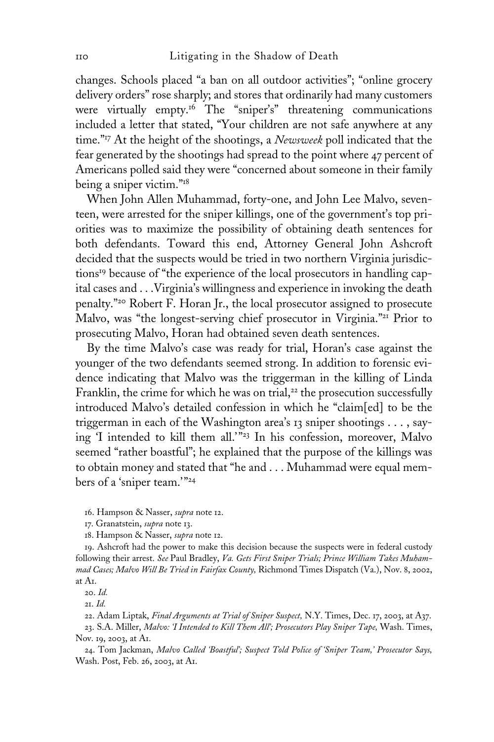changes. Schools placed "a ban on all outdoor activities"; "online grocery delivery orders" rose sharply; and stores that ordinarily had many customers were virtually empty.[16] The "sniper's" threatening communications included a letter that stated, "Your children are not safe anywhere at any time."[17] At the height of the shootings, a *Newsweek* poll indicated that the fear generated by the shootings had spread to the point where 47 percent of Americans polled said they were "concerned about someone in their family being a sniper victim."[18]

When John Allen Muhammad, forty-one, and John Lee Malvo, seventeen, were arrested for the sniper killings, one of the government's top priorities was to maximize the possibility of obtaining death sentences for both defendants. Toward this end, Attorney General John Ashcroft decided that the suspects would be tried in two northern Virginia jurisdictions[19] because of "the experience of the local prosecutors in handling capital cases and . . . Virginia's willingness and experience in invoking the death penalty."[20] Robert F. Horan Jr., the local prosecutor assigned to prosecute Malvo, was "the longest-serving chief prosecutor in Virginia."[21] Prior to prosecuting Malvo, Horan had obtained seven death sentences.

By the time Malvo's case was ready for trial, Horan's case against the younger of the two defendants seemed strong. In addition to forensic evidence indicating that Malvo was the triggerman in the killing of Linda Franklin, the crime for which he was on trial,[22] the prosecution successfully introduced Malvo's detailed confession in which he "claim[ed] to be the triggerman in each of the Washington area's 13 sniper shootings . . . , saying 'I intended to kill them all.'"[23] In his confession, moreover, Malvo seemed "rather boastful"; he explained that the purpose of the killings was to obtain money and stated that "he and . . . Muhammad were equal members of a 'sniper team.'"[24]

16. Hampson & Nasser, *supra* note 12.

17. Granatstein, *supra* note 13.

18. Hampson & Nasser, *supra* note 12.

19. Ashcroft had the power to make this decision because the suspects were in federal custody following their arrest. *See* Paul Bradley, *Va. Gets First Sniper Trials; Prince William Takes Muhammad Cases; Malvo Will Be Tried in Fairfax County,* Richmond Times Dispatch (Va.), Nov. 8, 2002, at A1.

20. *Id.*

21. *Id.*

22. Adam Liptak, *Final Arguments at Trial of Sniper Suspect,* N.Y. Times, Dec. 17, 2003, at A37.

23. S.A. Miller, *Malvo: 'I Intended to Kill Them All'; Prosecutors Play Sniper Tape,* Wash. Times, Nov. 19, 2003, at A1.

24. Tom Jackman, *Malvo Called 'Boastful'; Suspect Told Police of 'Sniper Team,' Prosecutor Says,* Wash. Post, Feb. 26, 2003, at A1.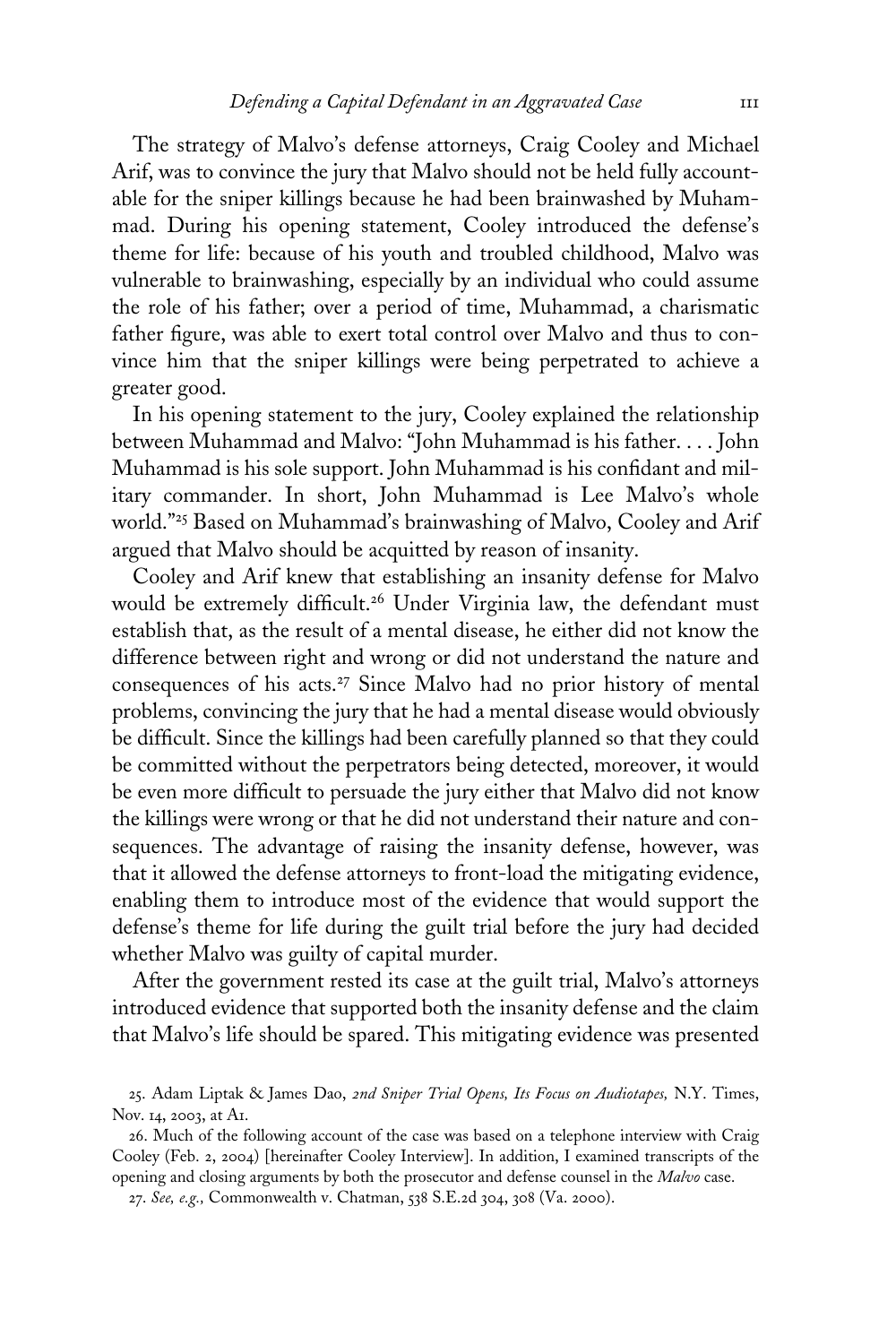The strategy of Malvo's defense attorneys, Craig Cooley and Michael Arif, was to convince the jury that Malvo should not be held fully accountable for the sniper killings because he had been brainwashed by Muhammad. During his opening statement, Cooley introduced the defense's theme for life: because of his youth and troubled childhood, Malvo was vulnerable to brainwashing, especially by an individual who could assume the role of his father; over a period of time, Muhammad, a charismatic father figure, was able to exert total control over Malvo and thus to convince him that the sniper killings were being perpetrated to achieve a greater good.

In his opening statement to the jury, Cooley explained the relationship between Muhammad and Malvo: "John Muhammad is his father. . . . John Muhammad is his sole support. John Muhammad is his confidant and military commander. In short, John Muhammad is Lee Malvo's whole world."[25] Based on Muhammad's brainwashing of Malvo, Cooley and Arif argued that Malvo should be acquitted by reason of insanity.

Cooley and Arif knew that establishing an insanity defense for Malvo would be extremely difficult.[26] Under Virginia law, the defendant must establish that, as the result of a mental disease, he either did not know the difference between right and wrong or did not understand the nature and consequences of his acts.[27] Since Malvo had no prior history of mental problems, convincing the jury that he had a mental disease would obviously be difficult. Since the killings had been carefully planned so that they could be committed without the perpetrators being detected, moreover, it would be even more difficult to persuade the jury either that Malvo did not know the killings were wrong or that he did not understand their nature and consequences. The advantage of raising the insanity defense, however, was that it allowed the defense attorneys to front-load the mitigating evidence, enabling them to introduce most of the evidence that would support the defense's theme for life during the guilt trial before the jury had decided whether Malvo was guilty of capital murder.

After the government rested its case at the guilt trial, Malvo's attorneys introduced evidence that supported both the insanity defense and the claim that Malvo's life should be spared. This mitigating evidence was presented

25. Adam Liptak & James Dao, *2nd Sniper Trial Opens, Its Focus on Audiotapes,* N.Y. Times, Nov. 14, 2003, at A1.

26. Much of the following account of the case was based on a telephone interview with Craig Cooley (Feb. 2, 2004) [hereinafter Cooley Interview]. In addition, I examined transcripts of the opening and closing arguments by both the prosecutor and defense counsel in the *Malvo* case.

27. *See, e.g.,* Commonwealth v. Chatman, 538 S.E.2d 304, 308 (Va. 2000).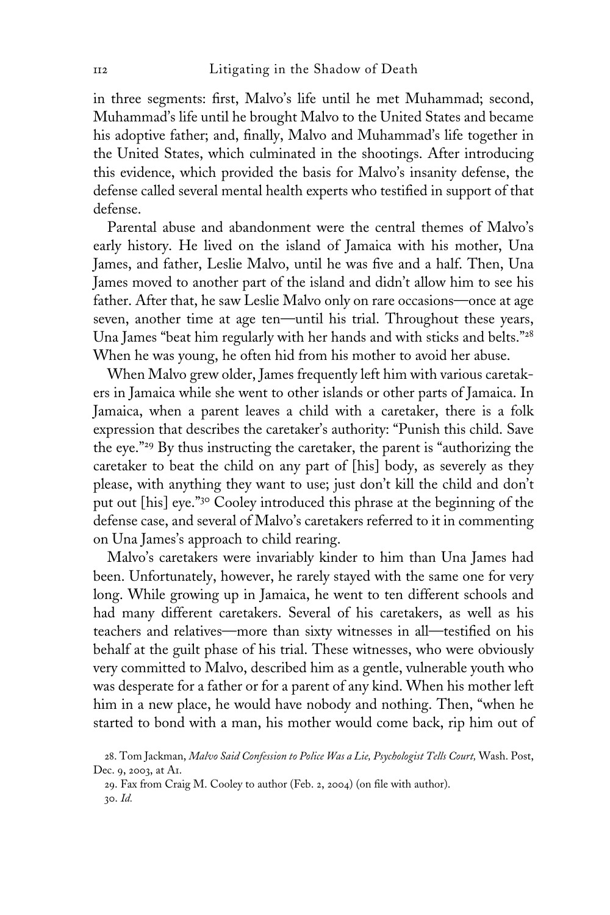in three segments: first, Malvo's life until he met Muhammad; second, Muhammad's life until he brought Malvo to the United States and became his adoptive father; and, finally, Malvo and Muhammad's life together in the United States, which culminated in the shootings. After introducing this evidence, which provided the basis for Malvo's insanity defense, the defense called several mental health experts who testified in support of that defense.

Parental abuse and abandonment were the central themes of Malvo's early history. He lived on the island of Jamaica with his mother, Una James, and father, Leslie Malvo, until he was five and a half. Then, Una James moved to another part of the island and didn't allow him to see his father. After that, he saw Leslie Malvo only on rare occasions—once at age seven, another time at age ten—until his trial. Throughout these years, Una James "beat him regularly with her hands and with sticks and belts."[28] When he was young, he often hid from his mother to avoid her abuse.

When Malvo grew older, James frequently left him with various caretakers in Jamaica while she went to other islands or other parts of Jamaica. In Jamaica, when a parent leaves a child with a caretaker, there is a folk expression that describes the caretaker's authority: "Punish this child. Save the eye."[29] By thus instructing the caretaker, the parent is "authorizing the caretaker to beat the child on any part of [his] body, as severely as they please, with anything they want to use; just don't kill the child and don't put out [his] eye."[30] Cooley introduced this phrase at the beginning of the defense case, and several of Malvo's caretakers referred to it in commenting on Una James's approach to child rearing.

Malvo's caretakers were invariably kinder to him than Una James had been. Unfortunately, however, he rarely stayed with the same one for very long. While growing up in Jamaica, he went to ten different schools and had many different caretakers. Several of his caretakers, as well as his teachers and relatives—more than sixty witnesses in all—testified on his behalf at the guilt phase of his trial. These witnesses, who were obviously very committed to Malvo, described him as a gentle, vulnerable youth who was desperate for a father or for a parent of any kind. When his mother left him in a new place, he would have nobody and nothing. Then, "when he started to bond with a man, his mother would come back, rip him out of

28. Tom Jackman, *Malvo Said Confession to Police Was a Lie, Psychologist Tells Court,* Wash. Post, Dec. 9, 2003, at A1.

29. Fax from Craig M. Cooley to author (Feb. 2, 2004) (on file with author).

30. *Id.*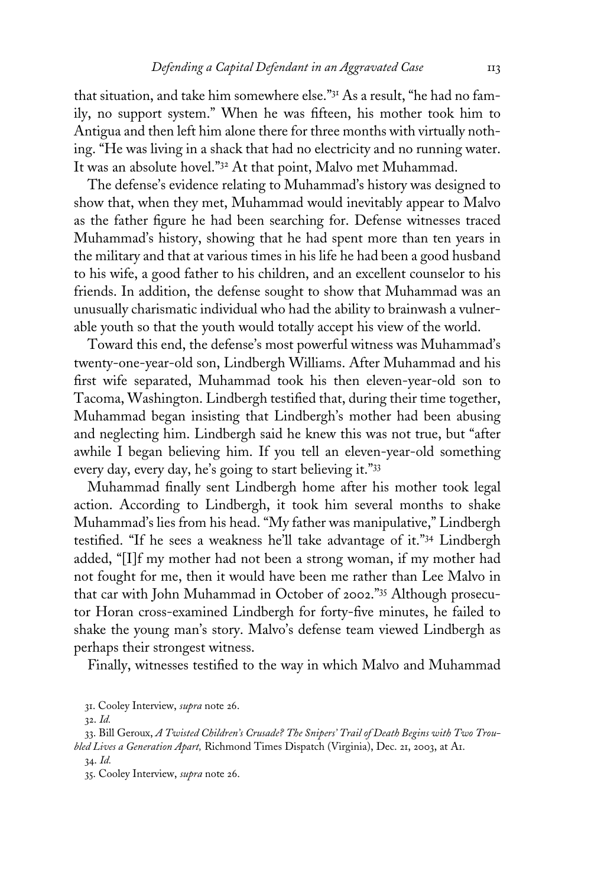that situation, and take him somewhere else."[31] As a result, "he had no family, no support system." When he was fifteen, his mother took him to Antigua and then left him alone there for three months with virtually nothing. "He was living in a shack that had no electricity and no running water. It was an absolute hovel."[32] At that point, Malvo met Muhammad.

The defense's evidence relating to Muhammad's history was designed to show that, when they met, Muhammad would inevitably appear to Malvo as the father figure he had been searching for. Defense witnesses traced Muhammad's history, showing that he had spent more than ten years in the military and that at various times in his life he had been a good husband to his wife, a good father to his children, and an excellent counselor to his friends. In addition, the defense sought to show that Muhammad was an unusually charismatic individual who had the ability to brainwash a vulnerable youth so that the youth would totally accept his view of the world.

Toward this end, the defense's most powerful witness was Muhammad's twenty-one-year-old son, Lindbergh Williams. After Muhammad and his first wife separated, Muhammad took his then eleven-year-old son to Tacoma, Washington. Lindbergh testified that, during their time together, Muhammad began insisting that Lindbergh's mother had been abusing and neglecting him. Lindbergh said he knew this was not true, but "after awhile I began believing him. If you tell an eleven-year-old something every day, every day, he's going to start believing it."[33]

Muhammad finally sent Lindbergh home after his mother took legal action. According to Lindbergh, it took him several months to shake Muhammad's lies from his head. "My father was manipulative," Lindbergh testified. "If he sees a weakness he'll take advantage of it."[34] Lindbergh added, "[I]f my mother had not been a strong woman, if my mother had not fought for me, then it would have been me rather than Lee Malvo in that car with John Muhammad in October of 2002."[35] Although prosecutor Horan cross-examined Lindbergh for forty-five minutes, he failed to shake the young man's story. Malvo's defense team viewed Lindbergh as perhaps their strongest witness.

Finally, witnesses testified to the way in which Malvo and Muhammad

31. Cooley Interview, *supra* note 26.

32. *Id.*

33. Bill Geroux, *A Twisted Children's Crusade? The Snipers' Trail of Death Begins with Two Troubled Lives a Generation Apart,* Richmond Times Dispatch (Virginia), Dec. 21, 2003, at A1.

34. *Id.*

35. Cooley Interview, *supra* note 26.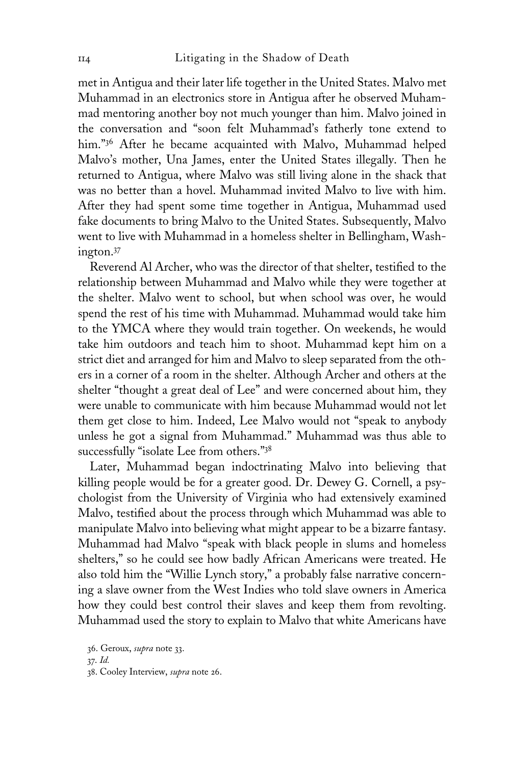met in Antigua and their later life together in the United States. Malvo met Muhammad in an electronics store in Antigua after he observed Muhammad mentoring another boy not much younger than him. Malvo joined in the conversation and "soon felt Muhammad's fatherly tone extend to him."[36] After he became acquainted with Malvo, Muhammad helped Malvo's mother, Una James, enter the United States illegally. Then he returned to Antigua, where Malvo was still living alone in the shack that was no better than a hovel. Muhammad invited Malvo to live with him. After they had spent some time together in Antigua, Muhammad used fake documents to bring Malvo to the United States. Subsequently, Malvo went to live with Muhammad in a homeless shelter in Bellingham, Washington.[37]

Reverend Al Archer, who was the director of that shelter, testified to the relationship between Muhammad and Malvo while they were together at the shelter. Malvo went to school, but when school was over, he would spend the rest of his time with Muhammad. Muhammad would take him to the YMCA where they would train together. On weekends, he would take him outdoors and teach him to shoot. Muhammad kept him on a strict diet and arranged for him and Malvo to sleep separated from the others in a corner of a room in the shelter. Although Archer and others at the shelter "thought a great deal of Lee" and were concerned about him, they were unable to communicate with him because Muhammad would not let them get close to him. Indeed, Lee Malvo would not "speak to anybody unless he got a signal from Muhammad." Muhammad was thus able to successfully "isolate Lee from others."[38]

Later, Muhammad began indoctrinating Malvo into believing that killing people would be for a greater good. Dr. Dewey G. Cornell, a psychologist from the University of Virginia who had extensively examined Malvo, testified about the process through which Muhammad was able to manipulate Malvo into believing what might appear to be a bizarre fantasy. Muhammad had Malvo "speak with black people in slums and homeless shelters," so he could see how badly African Americans were treated. He also told him the "Willie Lynch story," a probably false narrative concerning a slave owner from the West Indies who told slave owners in America how they could best control their slaves and keep them from revolting. Muhammad used the story to explain to Malvo that white Americans have

36. Geroux, *supra* note 33.

37. *Id.*

38. Cooley Interview, *supra* note 26.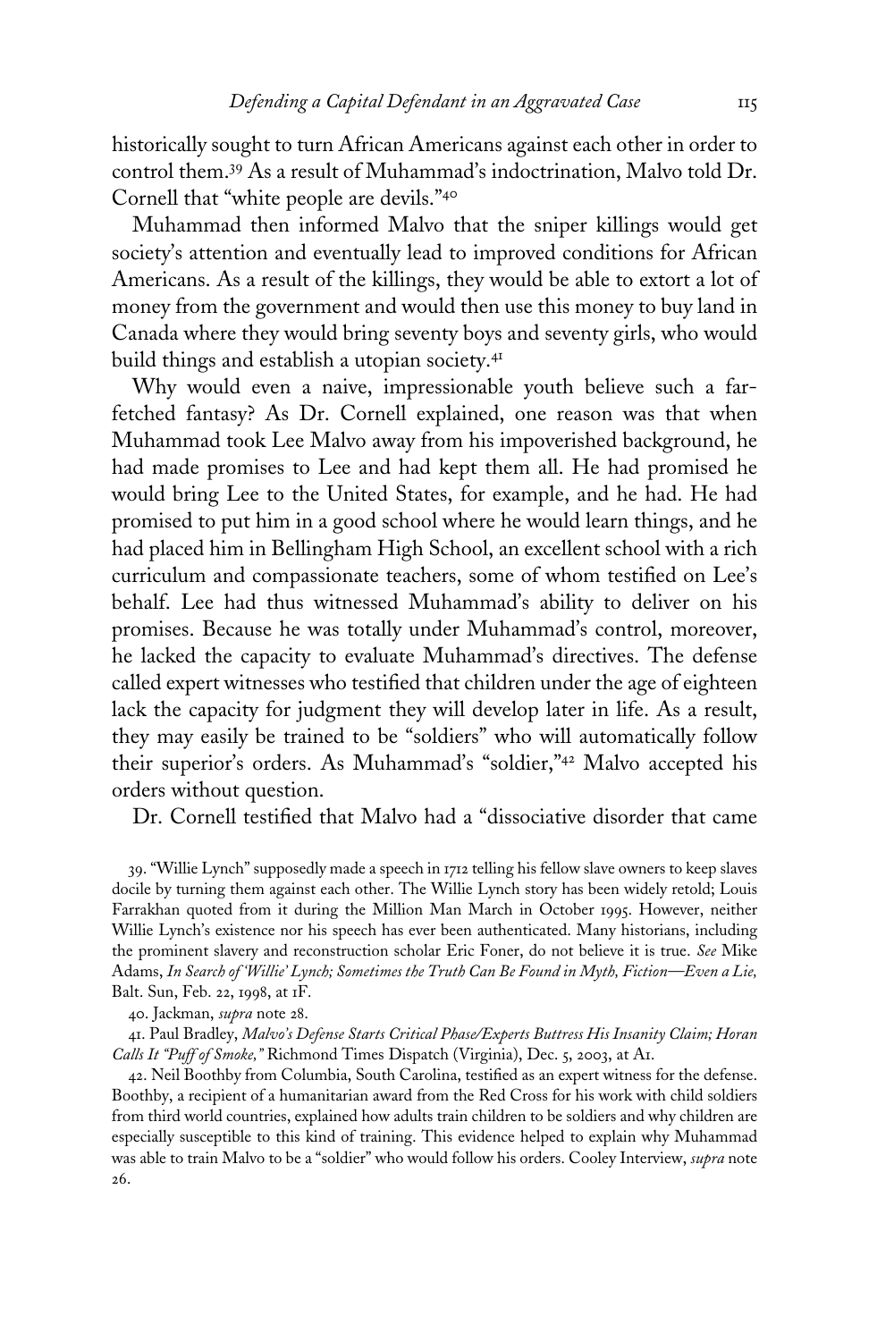historically sought to turn African Americans against each other in order to control them.[39] As a result of Muhammad's indoctrination, Malvo told Dr. Cornell that "white people are devils."[40]

Muhammad then informed Malvo that the sniper killings would get society's attention and eventually lead to improved conditions for African Americans. As a result of the killings, they would be able to extort a lot of money from the government and would then use this money to buy land in Canada where they would bring seventy boys and seventy girls, who would build things and establish a utopian society.[41]

Why would even a naive, impressionable youth believe such a far-fetched fantasy? As Dr. Cornell explained, one reason was that when Muhammad took Lee Malvo away from his impoverished background, he had made promises to Lee and had kept them all. He had promised he would bring Lee to the United States, for example, and he had. He had promised to put him in a good school where he would learn things, and he had placed him in Bellingham High School, an excellent school with a rich curriculum and compassionate teachers, some of whom testified on Lee's behalf. Lee had thus witnessed Muhammad's ability to deliver on his promises. Because he was totally under Muhammad's control, moreover, he lacked the capacity to evaluate Muhammad's directives. The defense called expert witnesses who testified that children under the age of eighteen lack the capacity for judgment they will develop later in life. As a result, they may easily be trained to be "soldiers" who will automatically follow their superior's orders. As Muhammad's "soldier,"[42] Malvo accepted his orders without question.

Dr. Cornell testified that Malvo had a "dissociative disorder that came

39. "Willie Lynch" supposedly made a speech in 1712 telling his fellow slave owners to keep slaves docile by turning them against each other. The Willie Lynch story has been widely retold; Louis Farrakhan quoted from it during the Million Man March in October 1995. However, neither Willie Lynch's existence nor his speech has ever been authenticated. Many historians, including the prominent slavery and reconstruction scholar Eric Foner, do not believe it is true. *See* Mike Adams, *In Search of 'Willie' Lynch; Sometimes the Truth Can Be Found in Myth, Fiction—Even a Lie,* Balt. Sun, Feb. 22, 1998, at 1F.

40. Jackman, *supra* note 28.

41. Paul Bradley, *Malvo's Defense Starts Critical Phase/Experts Buttress His Insanity Claim; Horan Calls It "Puff of Smoke,"* Richmond Times Dispatch (Virginia), Dec. 5, 2003, at A1.

42. Neil Boothby from Columbia, South Carolina, testified as an expert witness for the defense. Boothby, a recipient of a humanitarian award from the Red Cross for his work with child soldiers from third world countries, explained how adults train children to be soldiers and why children are especially susceptible to this kind of training. This evidence helped to explain why Muhammad was able to train Malvo to be a "soldier" who would follow his orders. Cooley Interview, *supra* note 26.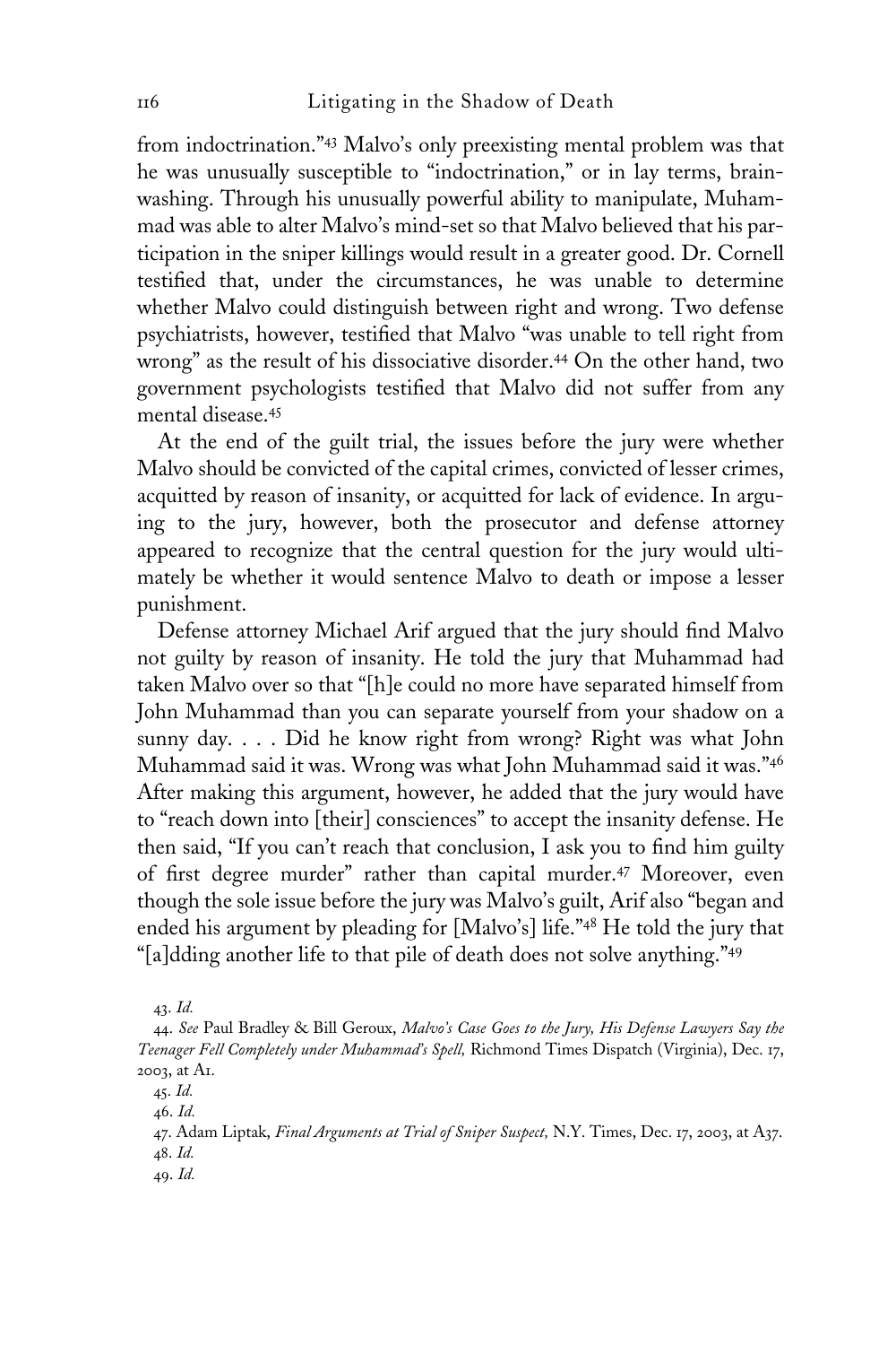from indoctrination."[43] Malvo's only preexisting mental problem was that he was unusually susceptible to "indoctrination," or in lay terms, brainwashing. Through his unusually powerful ability to manipulate, Muhammad was able to alter Malvo's mind-set so that Malvo believed that his participation in the sniper killings would result in a greater good. Dr. Cornell testified that, under the circumstances, he was unable to determine whether Malvo could distinguish between right and wrong. Two defense psychiatrists, however, testified that Malvo "was unable to tell right from wrong" as the result of his dissociative disorder.[44] On the other hand, two government psychologists testified that Malvo did not suffer from any mental disease.[45]

At the end of the guilt trial, the issues before the jury were whether Malvo should be convicted of the capital crimes, convicted of lesser crimes, acquitted by reason of insanity, or acquitted for lack of evidence. In arguing to the jury, however, both the prosecutor and defense attorney appeared to recognize that the central question for the jury would ultimately be whether it would sentence Malvo to death or impose a lesser punishment.

Defense attorney Michael Arif argued that the jury should find Malvo not guilty by reason of insanity. He told the jury that Muhammad had taken Malvo over so that "[h]e could no more have separated himself from John Muhammad than you can separate yourself from your shadow on a sunny day. . . . Did he know right from wrong? Right was what John Muhammad said it was. Wrong was what John Muhammad said it was."[46] After making this argument, however, he added that the jury would have to "reach down into [their] consciences" to accept the insanity defense. He then said, "If you can't reach that conclusion, I ask you to find him guilty of first degree murder" rather than capital murder.[47] Moreover, even though the sole issue before the jury was Malvo's guilt, Arif also "began and ended his argument by pleading for [Malvo's] life."[48] He told the jury that "[a]dding another life to that pile of death does not solve anything."[49]

43. *Id.*

44. *See* Paul Bradley & Bill Geroux, *Malvo's Case Goes to the Jury, His Defense Lawyers Say the Teenager Fell Completely under Muhammad's Spell,* Richmond Times Dispatch (Virginia), Dec. 17, 2003, at A1.

45. *Id.*

46. *Id.*

47. Adam Liptak, *Final Arguments at Trial of Sniper Suspect,* N.Y. Times, Dec. 17, 2003, at A37.

48. *Id.*

49. *Id.*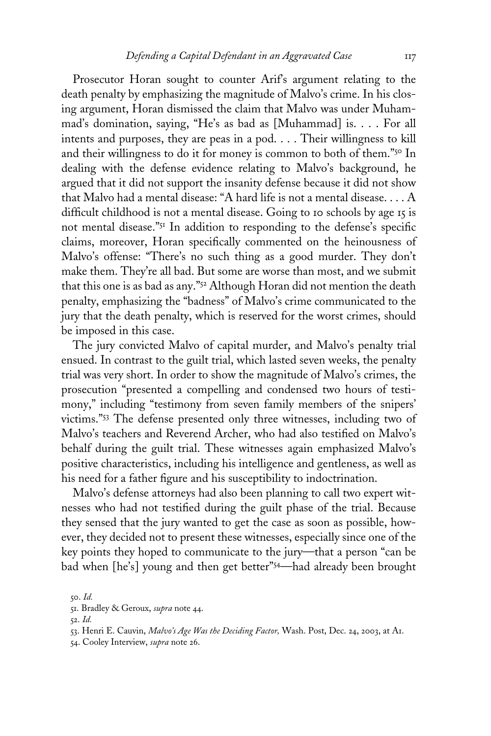Prosecutor Horan sought to counter Arif's argument relating to the death penalty by emphasizing the magnitude of Malvo's crime. In his closing argument, Horan dismissed the claim that Malvo was under Muhammad's domination, saying, "He's as bad as [Muhammad] is. . . . For all intents and purposes, they are peas in a pod. . . . Their willingness to kill and their willingness to do it for money is common to both of them."[50] In dealing with the defense evidence relating to Malvo's background, he argued that it did not support the insanity defense because it did not show that Malvo had a mental disease: "A hard life is not a mental disease. . . . A difficult childhood is not a mental disease. Going to 10 schools by age 15 is not mental disease."[51] In addition to responding to the defense's specific claims, moreover, Horan specifically commented on the heinousness of Malvo's offense: "There's no such thing as a good murder. They don't make them. They're all bad. But some are worse than most, and we submit that this one is as bad as any."[52] Although Horan did not mention the death penalty, emphasizing the "badness" of Malvo's crime communicated to the jury that the death penalty, which is reserved for the worst crimes, should be imposed in this case.

The jury convicted Malvo of capital murder, and Malvo's penalty trial ensued. In contrast to the guilt trial, which lasted seven weeks, the penalty trial was very short. In order to show the magnitude of Malvo's crimes, the prosecution "presented a compelling and condensed two hours of testimony," including "testimony from seven family members of the snipers' victims."[53] The defense presented only three witnesses, including two of Malvo's teachers and Reverend Archer, who had also testified on Malvo's behalf during the guilt trial. These witnesses again emphasized Malvo's positive characteristics, including his intelligence and gentleness, as well as his need for a father figure and his susceptibility to indoctrination.

Malvo's defense attorneys had also been planning to call two expert witnesses who had not testified during the guilt phase of the trial. Because they sensed that the jury wanted to get the case as soon as possible, however, they decided not to present these witnesses, especially since one of the key points they hoped to communicate to the jury—that a person "can be bad when [he's] young and then get better"[54]—had already been brought

50. *Id.*

51. Bradley & Geroux, *supra* note 44.

52. *Id.*

53. Henri E. Cauvin, *Malvo's Age Was the Deciding Factor,* Wash. Post, Dec. 24, 2003, at A1.

54. Cooley Interview, *supra* note 26.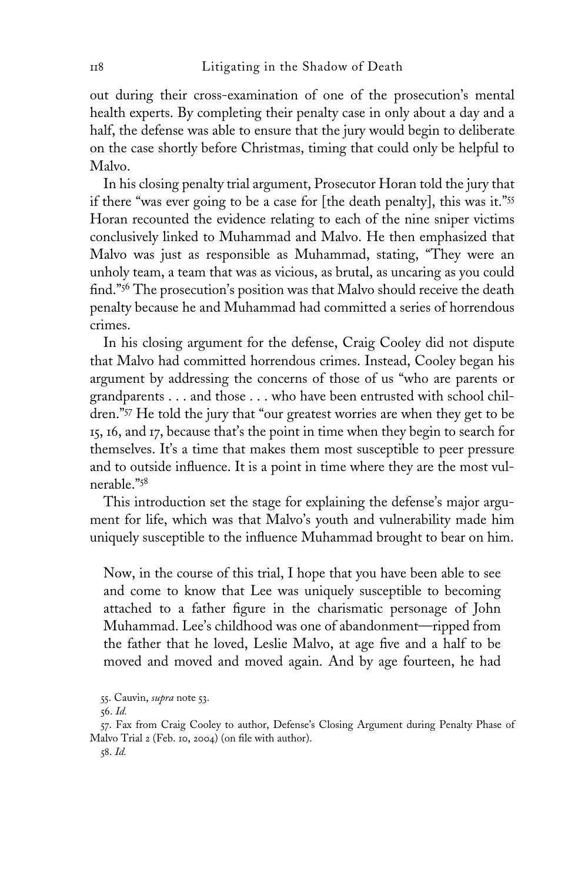out during their cross-examination of one of the prosecution's mental health experts. By completing their penalty case in only about a day and a half, the defense was able to ensure that the jury would begin to deliberate on the case shortly before Christmas, timing that could only be helpful to Malvo.

In his closing penalty trial argument, Prosecutor Horan told the jury that if there "was ever going to be a case for [the death penalty], this was it."[55] Horan recounted the evidence relating to each of the nine sniper victims conclusively linked to Muhammad and Malvo. He then emphasized that Malvo was just as responsible as Muhammad, stating, "They were an unholy team, a team that was as vicious, as brutal, as uncaring as you could find."[56] The prosecution's position was that Malvo should receive the death penalty because he and Muhammad had committed a series of horrendous crimes.

In his closing argument for the defense, Craig Cooley did not dispute that Malvo had committed horrendous crimes. Instead, Cooley began his argument by addressing the concerns of those of us "who are parents or grandparents . . . and those . . . who have been entrusted with school children."[57] He told the jury that "our greatest worries are when they get to be 15, 16, and 17, because that's the point in time when they begin to search for themselves. It's a time that makes them most susceptible to peer pressure and to outside influence. It is a point in time where they are the most vulnerable."[58]

This introduction set the stage for explaining the defense's major argument for life, which was that Malvo's youth and vulnerability made him uniquely susceptible to the influence Muhammad brought to bear on him.

> Now, in the course of this trial, I hope that you have been able to see and come to know that Lee was uniquely susceptible to becoming attached to a father figure in the charismatic personage of John Muhammad. Lee's childhood was one of abandonment—ripped from the father that he loved, Leslie Malvo, at age five and a half to be moved and moved and moved again. And by age fourteen, he had

55. Cauvin, *supra* note 53.

56. *Id.*

57. Fax from Craig Cooley to author, Defense's Closing Argument during Penalty Phase of Malvo Trial 2 (Feb. 10, 2004) (on file with author).

58. *Id.*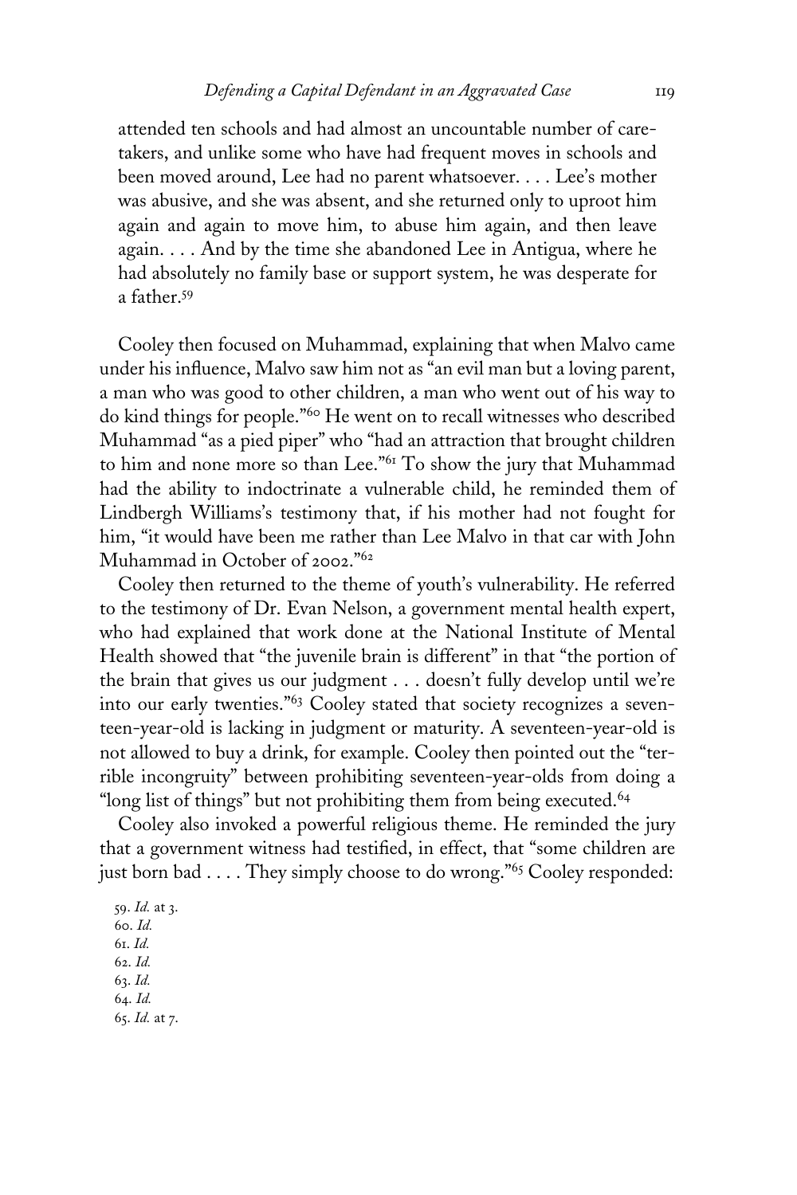> attended ten schools and had almost an uncountable number of caretakers, and unlike some who have had frequent moves in schools and been moved around, Lee had no parent whatsoever. . . . Lee's mother was abusive, and she was absent, and she returned only to uproot him again and again to move him, to abuse him again, and then leave again. . . . And by the time she abandoned Lee in Antigua, where he had absolutely no family base or support system, he was desperate for a father.[59]

Cooley then focused on Muhammad, explaining that when Malvo came under his influence, Malvo saw him not as "an evil man but a loving parent, a man who was good to other children, a man who went out of his way to do kind things for people."[60] He went on to recall witnesses who described Muhammad "as a pied piper" who "had an attraction that brought children to him and none more so than Lee."[61] To show the jury that Muhammad had the ability to indoctrinate a vulnerable child, he reminded them of Lindbergh Williams's testimony that, if his mother had not fought for him, "it would have been me rather than Lee Malvo in that car with John Muhammad in October of 2002."[62]

Cooley then returned to the theme of youth's vulnerability. He referred to the testimony of Dr. Evan Nelson, a government mental health expert, who had explained that work done at the National Institute of Mental Health showed that "the juvenile brain is different" in that "the portion of the brain that gives us our judgment . . . doesn't fully develop until we're into our early twenties."[63] Cooley stated that society recognizes a seventeen-year-old is lacking in judgment or maturity. A seventeen-year-old is not allowed to buy a drink, for example. Cooley then pointed out the "terrible incongruity" between prohibiting seventeen-year-olds from doing a "long list of things" but not prohibiting them from being executed.[64]

Cooley also invoked a powerful religious theme. He reminded the jury that a government witness had testified, in effect, that "some children are just born bad . . . . They simply choose to do wrong."[65] Cooley responded:

59. *Id.* at 3.
60. *Id.*
61. *Id.*
62. *Id.*
63. *Id.*
64. *Id.*
65. *Id.* at 7.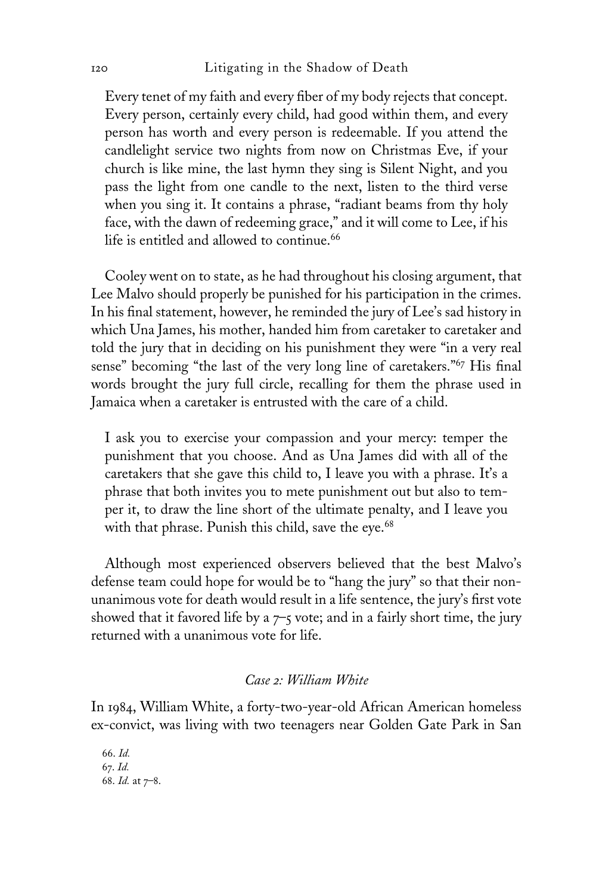> Every tenet of my faith and every fiber of my body rejects that concept. Every person, certainly every child, had good within them, and every person has worth and every person is redeemable. If you attend the candlelight service two nights from now on Christmas Eve, if your church is like mine, the last hymn they sing is Silent Night, and you pass the light from one candle to the next, listen to the third verse when you sing it. It contains a phrase, "radiant beams from thy holy face, with the dawn of redeeming grace," and it will come to Lee, if his life is entitled and allowed to continue.[66]

Cooley went on to state, as he had throughout his closing argument, that Lee Malvo should properly be punished for his participation in the crimes. In his final statement, however, he reminded the jury of Lee's sad history in which Una James, his mother, handed him from caretaker to caretaker and told the jury that in deciding on his punishment they were "in a very real sense" becoming "the last of the very long line of caretakers."[67] His final words brought the jury full circle, recalling for them the phrase used in Jamaica when a caretaker is entrusted with the care of a child.

> I ask you to exercise your compassion and your mercy: temper the punishment that you choose. And as Una James did with all of the caretakers that she gave this child to, I leave you with a phrase. It's a phrase that both invites you to mete punishment out but also to temper it, to draw the line short of the ultimate penalty, and I leave you with that phrase. Punish this child, save the eye.[68]

Although most experienced observers believed that the best Malvo's defense team could hope for would be to "hang the jury" so that their non-unanimous vote for death would result in a life sentence, the jury's first vote showed that it favored life by a 7–5 vote; and in a fairly short time, the jury returned with a unanimous vote for life.

### *Case 2: William White*

In 1984, William White, a forty-two-year-old African American homeless ex-convict, was living with two teenagers near Golden Gate Park in San

66. *Id.*
67. *Id.*
68. *Id.* at 7–8.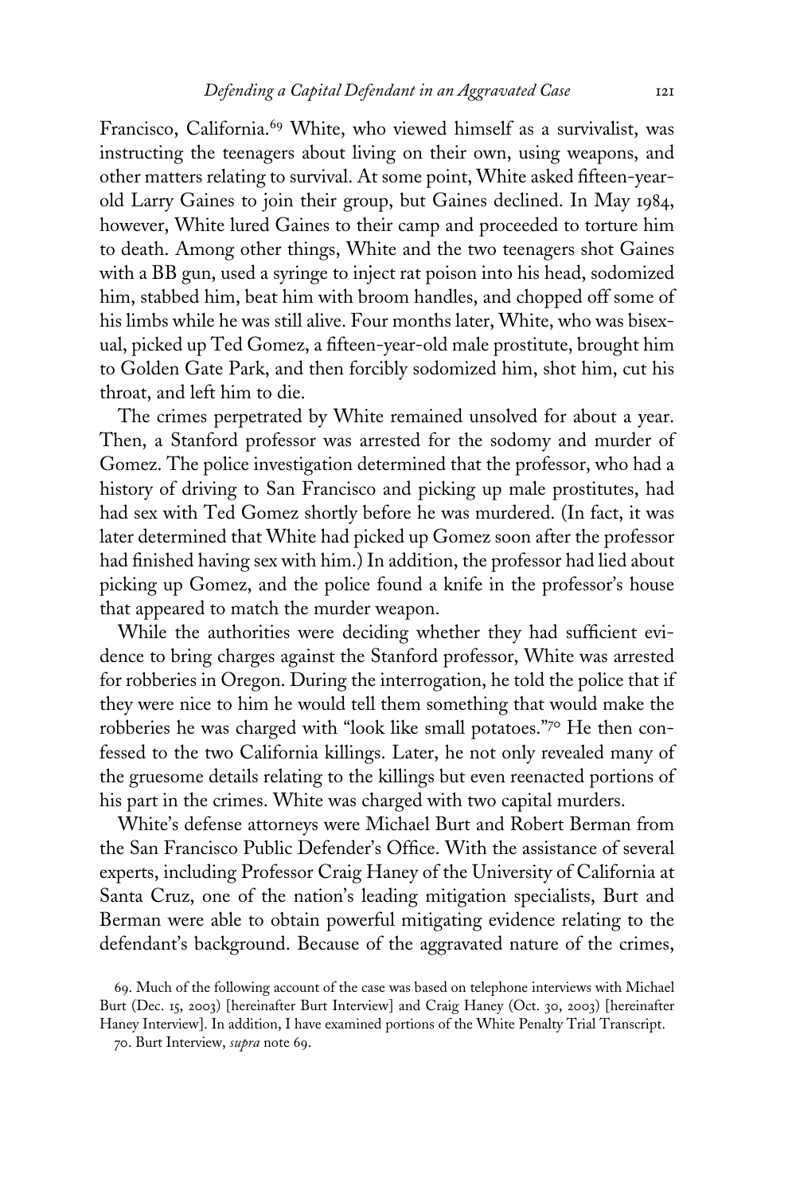Francisco, California.[69] White, who viewed himself as a survivalist, was instructing the teenagers about living on their own, using weapons, and other matters relating to survival. At some point, White asked fifteen-year-old Larry Gaines to join their group, but Gaines declined. In May 1984, however, White lured Gaines to their camp and proceeded to torture him to death. Among other things, White and the two teenagers shot Gaines with a BB gun, used a syringe to inject rat poison into his head, sodomized him, stabbed him, beat him with broom handles, and chopped off some of his limbs while he was still alive. Four months later, White, who was bisexual, picked up Ted Gomez, a fifteen-year-old male prostitute, brought him to Golden Gate Park, and then forcibly sodomized him, shot him, cut his throat, and left him to die.

The crimes perpetrated by White remained unsolved for about a year. Then, a Stanford professor was arrested for the sodomy and murder of Gomez. The police investigation determined that the professor, who had a history of driving to San Francisco and picking up male prostitutes, had had sex with Ted Gomez shortly before he was murdered. (In fact, it was later determined that White had picked up Gomez soon after the professor had finished having sex with him.) In addition, the professor had lied about picking up Gomez, and the police found a knife in the professor's house that appeared to match the murder weapon.

While the authorities were deciding whether they had sufficient evidence to bring charges against the Stanford professor, White was arrested for robberies in Oregon. During the interrogation, he told the police that if they were nice to him he would tell them something that would make the robberies he was charged with "look like small potatoes."[70] He then confessed to the two California killings. Later, he not only revealed many of the gruesome details relating to the killings but even reenacted portions of his part in the crimes. White was charged with two capital murders.

White's defense attorneys were Michael Burt and Robert Berman from the San Francisco Public Defender's Office. With the assistance of several experts, including Professor Craig Haney of the University of California at Santa Cruz, one of the nation's leading mitigation specialists, Burt and Berman were able to obtain powerful mitigating evidence relating to the defendant's background. Because of the aggravated nature of the crimes,

69. Much of the following account of the case was based on telephone interviews with Michael Burt (Dec. 15, 2003) [hereinafter Burt Interview] and Craig Haney (Oct. 30, 2003) [hereinafter Haney Interview]. In addition, I have examined portions of the White Penalty Trial Transcript.

70. Burt Interview, *supra* note 69.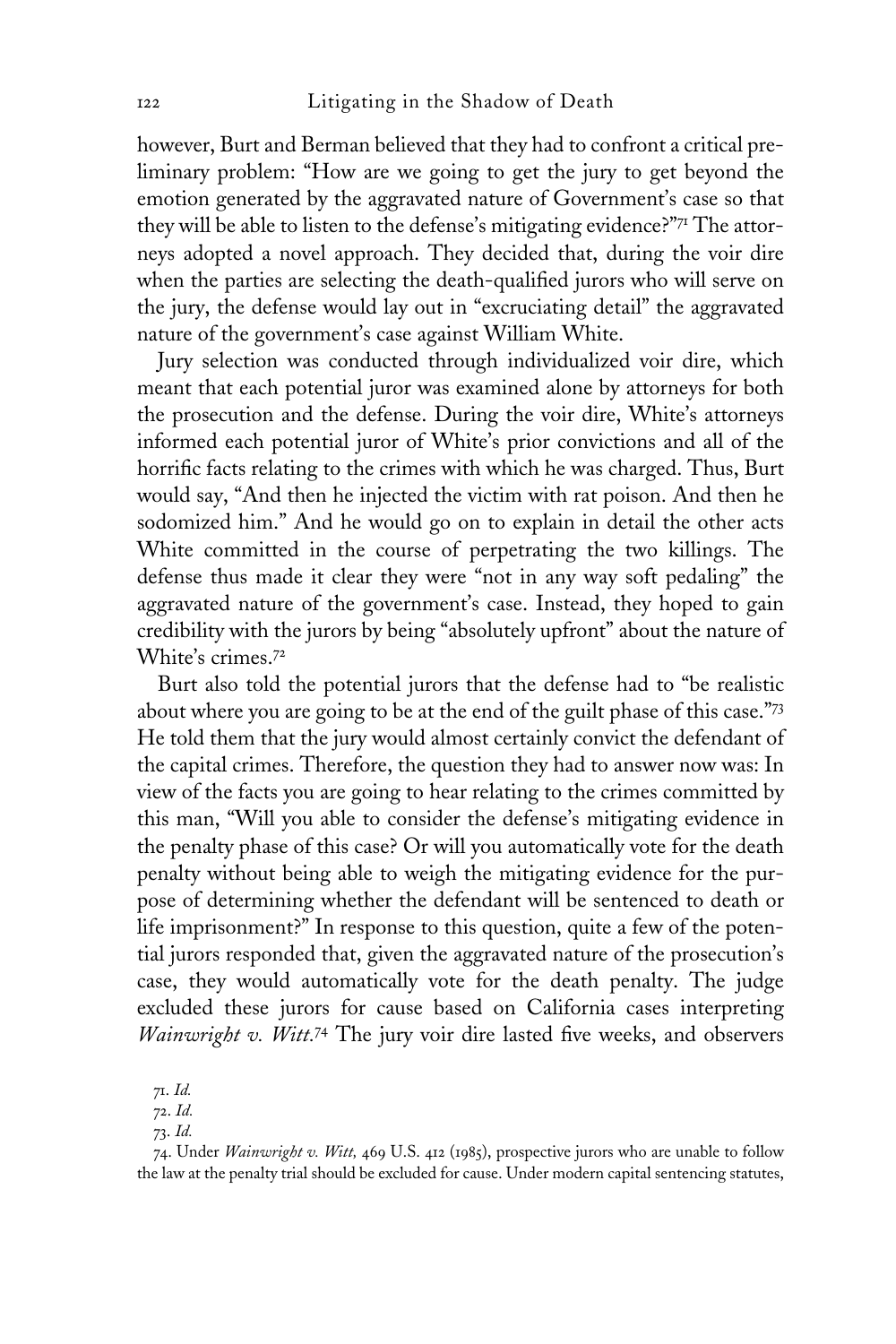however, Burt and Berman believed that they had to confront a critical preliminary problem: "How are we going to get the jury to get beyond the emotion generated by the aggravated nature of Government's case so that they will be able to listen to the defense's mitigating evidence?"[71] The attorneys adopted a novel approach. They decided that, during the voir dire when the parties are selecting the death-qualified jurors who will serve on the jury, the defense would lay out in "excruciating detail" the aggravated nature of the government's case against William White.

Jury selection was conducted through individualized voir dire, which meant that each potential juror was examined alone by attorneys for both the prosecution and the defense. During the voir dire, White's attorneys informed each potential juror of White's prior convictions and all of the horrific facts relating to the crimes with which he was charged. Thus, Burt would say, "And then he injected the victim with rat poison. And then he sodomized him." And he would go on to explain in detail the other acts White committed in the course of perpetrating the two killings. The defense thus made it clear they were "not in any way soft pedaling" the aggravated nature of the government's case. Instead, they hoped to gain credibility with the jurors by being "absolutely upfront" about the nature of White's crimes.[72]

Burt also told the potential jurors that the defense had to "be realistic about where you are going to be at the end of the guilt phase of this case."[73] He told them that the jury would almost certainly convict the defendant of the capital crimes. Therefore, the question they had to answer now was: In view of the facts you are going to hear relating to the crimes committed by this man, "Will you able to consider the defense's mitigating evidence in the penalty phase of this case? Or will you automatically vote for the death penalty without being able to weigh the mitigating evidence for the purpose of determining whether the defendant will be sentenced to death or life imprisonment?" In response to this question, quite a few of the potential jurors responded that, given the aggravated nature of the prosecution's case, they would automatically vote for the death penalty. The judge excluded these jurors for cause based on California cases interpreting *Wainwright v. Witt*.[74] The jury voir dire lasted five weeks, and observers

71. *Id.*

72. *Id.*

73. *Id.*

74. Under *Wainwright v. Witt,* 469 U.S. 412 (1985), prospective jurors who are unable to follow the law at the penalty trial should be excluded for cause. Under modern capital sentencing statutes,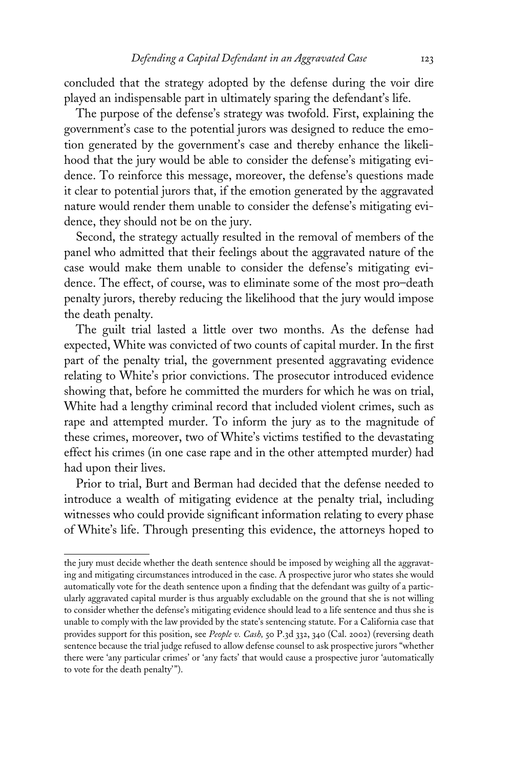concluded that the strategy adopted by the defense during the voir dire played an indispensable part in ultimately sparing the defendant's life.

The purpose of the defense's strategy was twofold. First, explaining the government's case to the potential jurors was designed to reduce the emotion generated by the government's case and thereby enhance the likelihood that the jury would be able to consider the defense's mitigating evidence. To reinforce this message, moreover, the defense's questions made it clear to potential jurors that, if the emotion generated by the aggravated nature would render them unable to consider the defense's mitigating evidence, they should not be on the jury.

Second, the strategy actually resulted in the removal of members of the panel who admitted that their feelings about the aggravated nature of the case would make them unable to consider the defense's mitigating evidence. The effect, of course, was to eliminate some of the most pro–death penalty jurors, thereby reducing the likelihood that the jury would impose the death penalty.

The guilt trial lasted a little over two months. As the defense had expected, White was convicted of two counts of capital murder. In the first part of the penalty trial, the government presented aggravating evidence relating to White's prior convictions. The prosecutor introduced evidence showing that, before he committed the murders for which he was on trial, White had a lengthy criminal record that included violent crimes, such as rape and attempted murder. To inform the jury as to the magnitude of these crimes, moreover, two of White's victims testified to the devastating effect his crimes (in one case rape and in the other attempted murder) had had upon their lives.

Prior to trial, Burt and Berman had decided that the defense needed to introduce a wealth of mitigating evidence at the penalty trial, including witnesses who could provide significant information relating to every phase of White's life. Through presenting this evidence, the attorneys hoped to

---

the jury must decide whether the death sentence should be imposed by weighing all the aggravating and mitigating circumstances introduced in the case. A prospective juror who states she would automatically vote for the death sentence upon a finding that the defendant was guilty of a particularly aggravated capital murder is thus arguably excludable on the ground that she is not willing to consider whether the defense's mitigating evidence should lead to a life sentence and thus she is unable to comply with the law provided by the state's sentencing statute. For a California case that provides support for this position, see *People v. Cash,* 50 P.3d 332, 340 (Cal. 2002) (reversing death sentence because the trial judge refused to allow defense counsel to ask prospective jurors "whether there were 'any particular crimes' or 'any facts' that would cause a prospective juror 'automatically to vote for the death penalty'").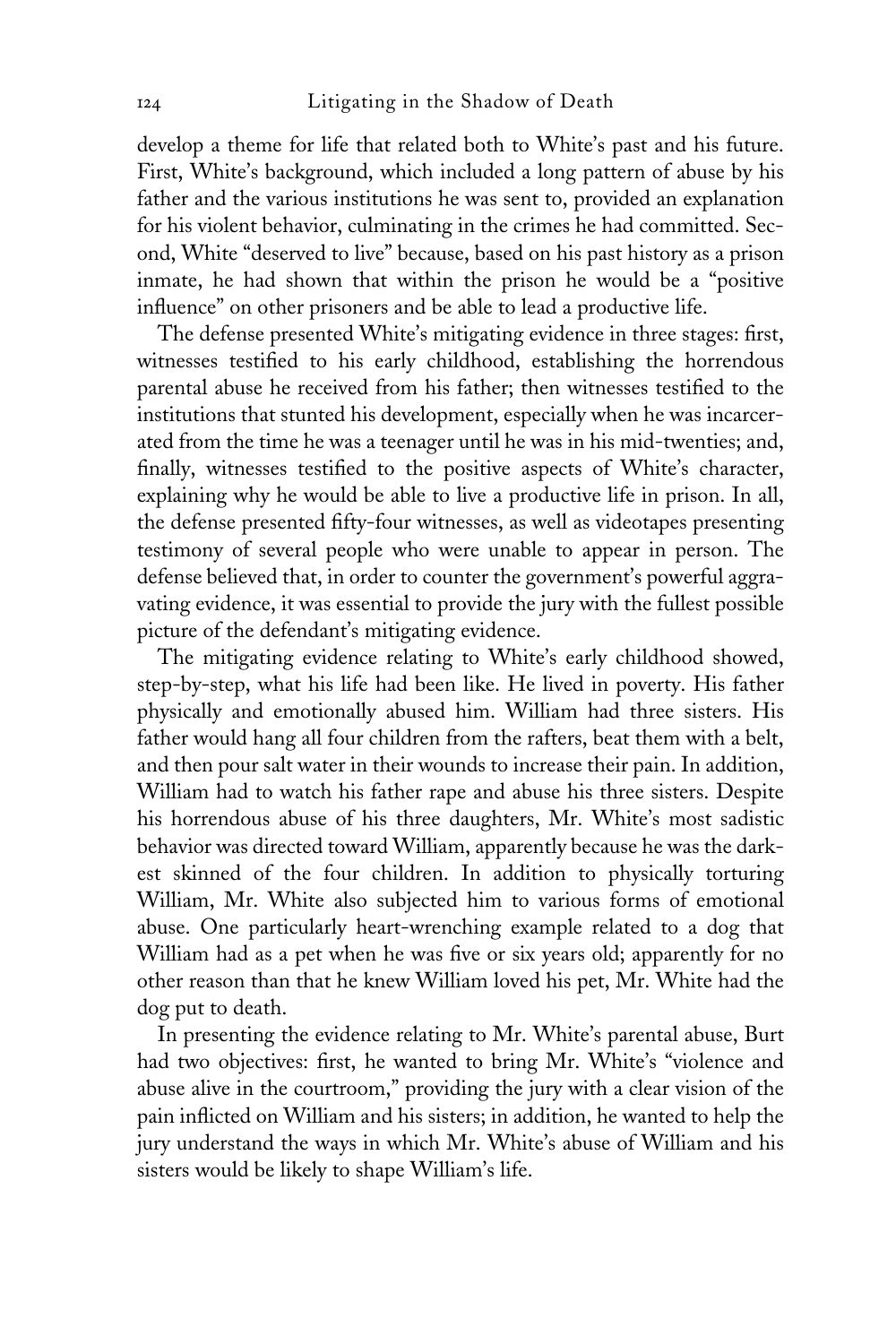develop a theme for life that related both to White's past and his future. First, White's background, which included a long pattern of abuse by his father and the various institutions he was sent to, provided an explanation for his violent behavior, culminating in the crimes he had committed. Second, White "deserved to live" because, based on his past history as a prison inmate, he had shown that within the prison he would be a "positive influence" on other prisoners and be able to lead a productive life.

The defense presented White's mitigating evidence in three stages: first, witnesses testified to his early childhood, establishing the horrendous parental abuse he received from his father; then witnesses testified to the institutions that stunted his development, especially when he was incarcerated from the time he was a teenager until he was in his mid-twenties; and, finally, witnesses testified to the positive aspects of White's character, explaining why he would be able to live a productive life in prison. In all, the defense presented fifty-four witnesses, as well as videotapes presenting testimony of several people who were unable to appear in person. The defense believed that, in order to counter the government's powerful aggravating evidence, it was essential to provide the jury with the fullest possible picture of the defendant's mitigating evidence.

The mitigating evidence relating to White's early childhood showed, step-by-step, what his life had been like. He lived in poverty. His father physically and emotionally abused him. William had three sisters. His father would hang all four children from the rafters, beat them with a belt, and then pour salt water in their wounds to increase their pain. In addition, William had to watch his father rape and abuse his three sisters. Despite his horrendous abuse of his three daughters, Mr. White's most sadistic behavior was directed toward William, apparently because he was the darkest skinned of the four children. In addition to physically torturing William, Mr. White also subjected him to various forms of emotional abuse. One particularly heart-wrenching example related to a dog that William had as a pet when he was five or six years old; apparently for no other reason than that he knew William loved his pet, Mr. White had the dog put to death.

In presenting the evidence relating to Mr. White's parental abuse, Burt had two objectives: first, he wanted to bring Mr. White's "violence and abuse alive in the courtroom," providing the jury with a clear vision of the pain inflicted on William and his sisters; in addition, he wanted to help the jury understand the ways in which Mr. White's abuse of William and his sisters would be likely to shape William's life.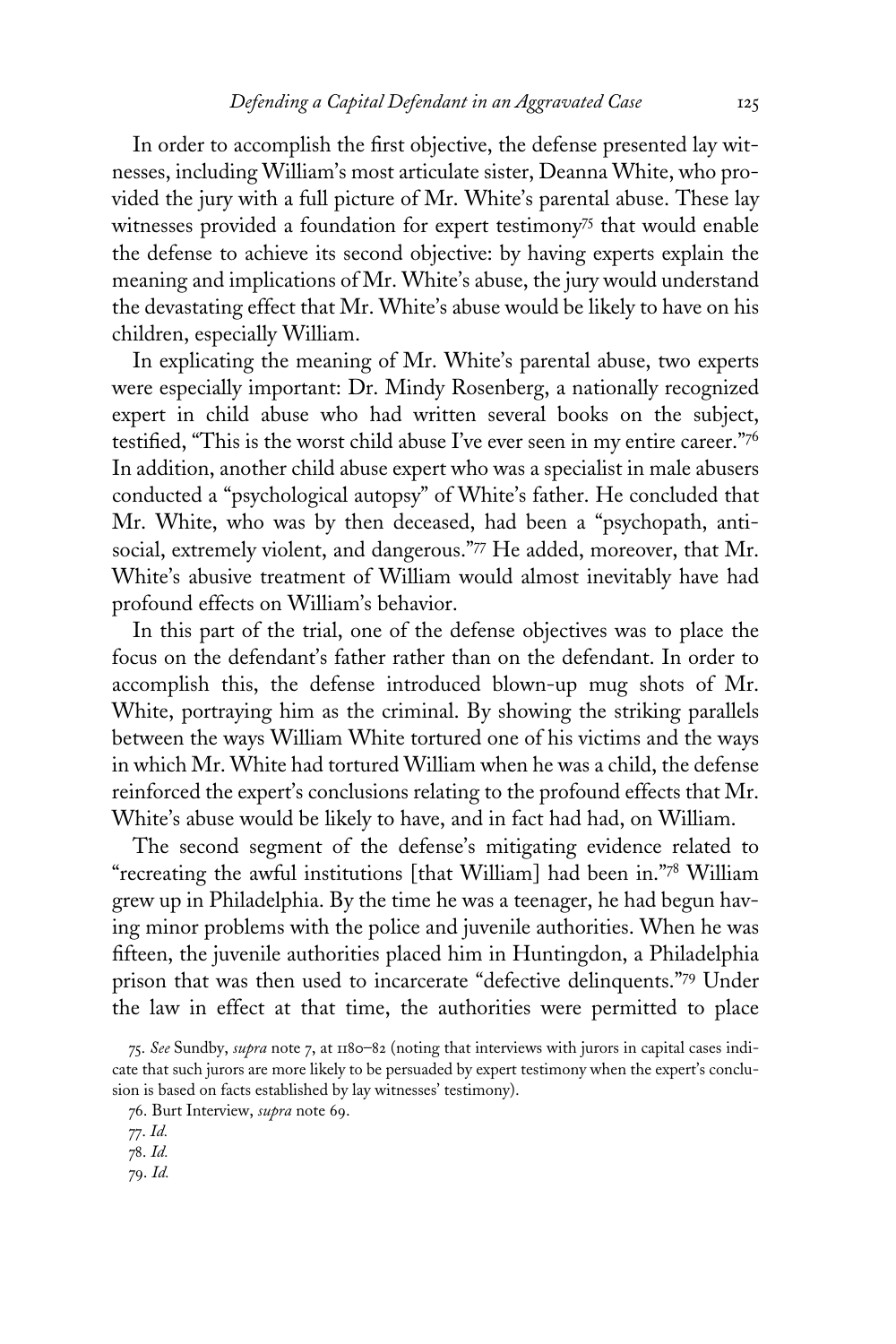In order to accomplish the first objective, the defense presented lay witnesses, including William's most articulate sister, Deanna White, who provided the jury with a full picture of Mr. White's parental abuse. These lay witnesses provided a foundation for expert testimony[75] that would enable the defense to achieve its second objective: by having experts explain the meaning and implications of Mr. White's abuse, the jury would understand the devastating effect that Mr. White's abuse would be likely to have on his children, especially William.

In explicating the meaning of Mr. White's parental abuse, two experts were especially important: Dr. Mindy Rosenberg, a nationally recognized expert in child abuse who had written several books on the subject, testified, "This is the worst child abuse I've ever seen in my entire career."[76] In addition, another child abuse expert who was a specialist in male abusers conducted a "psychological autopsy" of White's father. He concluded that Mr. White, who was by then deceased, had been a "psychopath, antisocial, extremely violent, and dangerous."[77] He added, moreover, that Mr. White's abusive treatment of William would almost inevitably have had profound effects on William's behavior.

In this part of the trial, one of the defense objectives was to place the focus on the defendant's father rather than on the defendant. In order to accomplish this, the defense introduced blown-up mug shots of Mr. White, portraying him as the criminal. By showing the striking parallels between the ways William White tortured one of his victims and the ways in which Mr. White had tortured William when he was a child, the defense reinforced the expert's conclusions relating to the profound effects that Mr. White's abuse would be likely to have, and in fact had had, on William.

The second segment of the defense's mitigating evidence related to "recreating the awful institutions [that William] had been in."[78] William grew up in Philadelphia. By the time he was a teenager, he had begun having minor problems with the police and juvenile authorities. When he was fifteen, the juvenile authorities placed him in Huntingdon, a Philadelphia prison that was then used to incarcerate "defective delinquents."[79] Under the law in effect at that time, the authorities were permitted to place

75. *See* Sundby, *supra* note 7, at 1180–82 (noting that interviews with jurors in capital cases indicate that such jurors are more likely to be persuaded by expert testimony when the expert's conclusion is based on facts established by lay witnesses' testimony).

76. Burt Interview, *supra* note 69.

77. *Id.*

78. *Id.*

79. *Id.*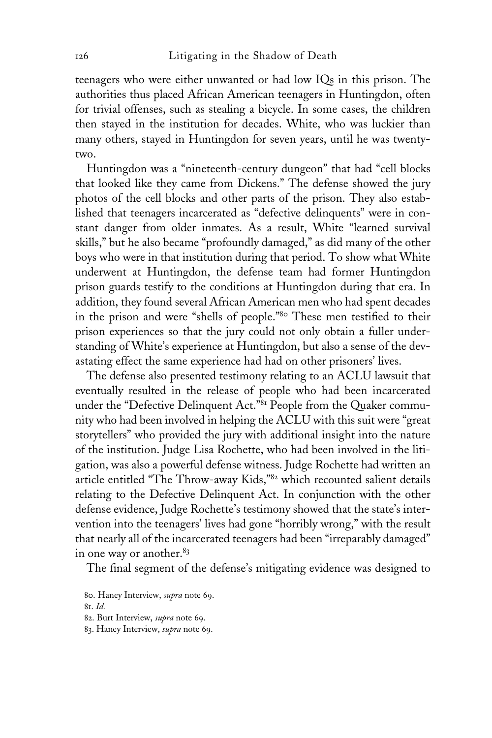teenagers who were either unwanted or had low IQs in this prison. The authorities thus placed African American teenagers in Huntingdon, often for trivial offenses, such as stealing a bicycle. In some cases, the children then stayed in the institution for decades. White, who was luckier than many others, stayed in Huntingdon for seven years, until he was twenty-two.

Huntingdon was a "nineteenth-century dungeon" that had "cell blocks that looked like they came from Dickens." The defense showed the jury photos of the cell blocks and other parts of the prison. They also established that teenagers incarcerated as "defective delinquents" were in constant danger from older inmates. As a result, White "learned survival skills," but he also became "profoundly damaged," as did many of the other boys who were in that institution during that period. To show what White underwent at Huntingdon, the defense team had former Huntingdon prison guards testify to the conditions at Huntingdon during that era. In addition, they found several African American men who had spent decades in the prison and were "shells of people."[80] These men testified to their prison experiences so that the jury could not only obtain a fuller understanding of White's experience at Huntingdon, but also a sense of the devastating effect the same experience had had on other prisoners' lives.

The defense also presented testimony relating to an ACLU lawsuit that eventually resulted in the release of people who had been incarcerated under the "Defective Delinquent Act."[81] People from the Quaker community who had been involved in helping the ACLU with this suit were "great storytellers" who provided the jury with additional insight into the nature of the institution. Judge Lisa Rochette, who had been involved in the litigation, was also a powerful defense witness. Judge Rochette had written an article entitled "The Throw-away Kids,"[82] which recounted salient details relating to the Defective Delinquent Act. In conjunction with the other defense evidence, Judge Rochette's testimony showed that the state's intervention into the teenagers' lives had gone "horribly wrong," with the result that nearly all of the incarcerated teenagers had been "irreparably damaged" in one way or another.[83]

The final segment of the defense's mitigating evidence was designed to

80. Haney Interview, *supra* note 69.

81. *Id.*

82. Burt Interview, *supra* note 69.

83. Haney Interview, *supra* note 69.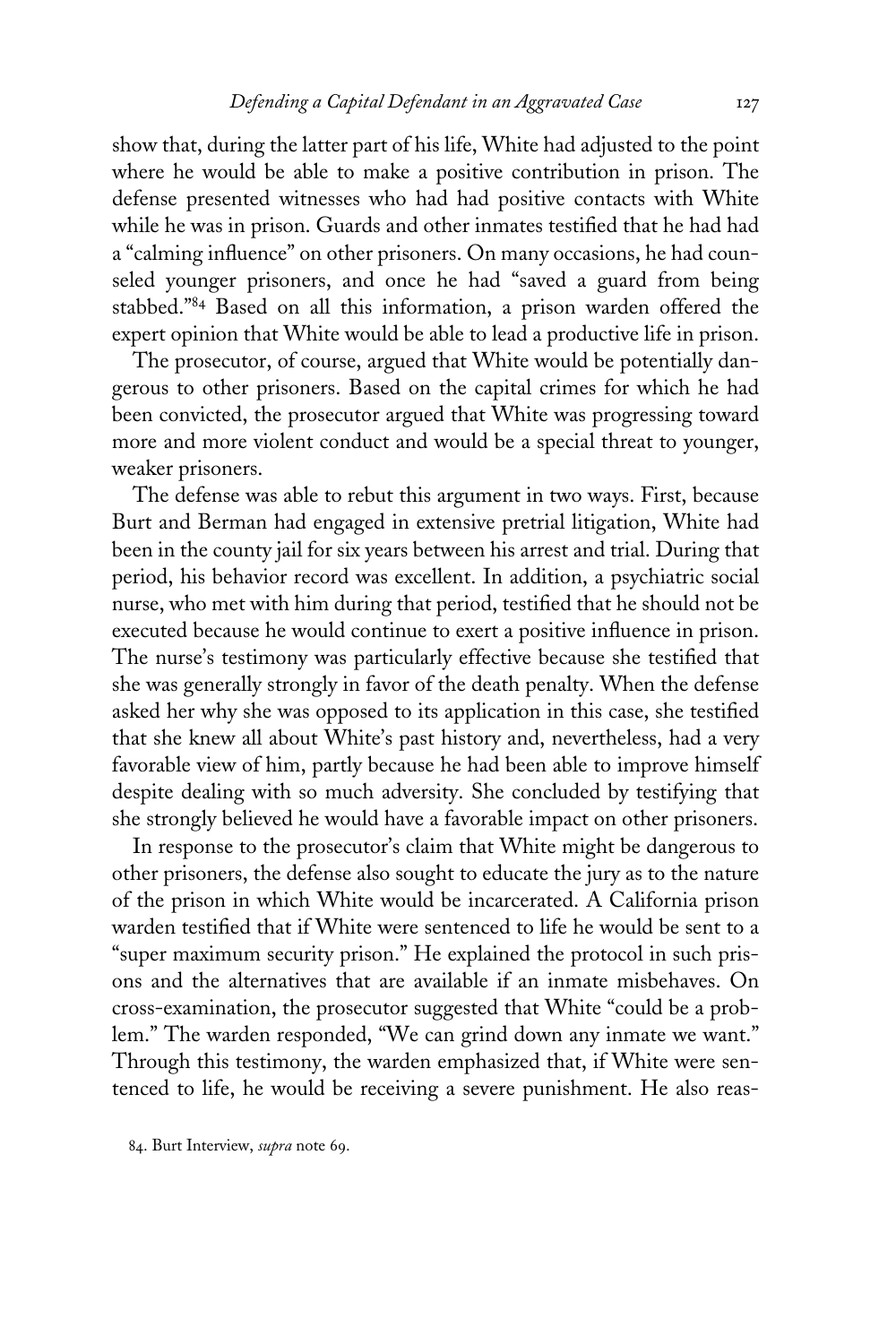show that, during the latter part of his life, White had adjusted to the point where he would be able to make a positive contribution in prison. The defense presented witnesses who had had positive contacts with White while he was in prison. Guards and other inmates testified that he had had a "calming influence" on other prisoners. On many occasions, he had counseled younger prisoners, and once he had "saved a guard from being stabbed."[84] Based on all this information, a prison warden offered the expert opinion that White would be able to lead a productive life in prison.

The prosecutor, of course, argued that White would be potentially dangerous to other prisoners. Based on the capital crimes for which he had been convicted, the prosecutor argued that White was progressing toward more and more violent conduct and would be a special threat to younger, weaker prisoners.

The defense was able to rebut this argument in two ways. First, because Burt and Berman had engaged in extensive pretrial litigation, White had been in the county jail for six years between his arrest and trial. During that period, his behavior record was excellent. In addition, a psychiatric social nurse, who met with him during that period, testified that he should not be executed because he would continue to exert a positive influence in prison. The nurse's testimony was particularly effective because she testified that she was generally strongly in favor of the death penalty. When the defense asked her why she was opposed to its application in this case, she testified that she knew all about White's past history and, nevertheless, had a very favorable view of him, partly because he had been able to improve himself despite dealing with so much adversity. She concluded by testifying that she strongly believed he would have a favorable impact on other prisoners.

In response to the prosecutor's claim that White might be dangerous to other prisoners, the defense also sought to educate the jury as to the nature of the prison in which White would be incarcerated. A California prison warden testified that if White were sentenced to life he would be sent to a "super maximum security prison." He explained the protocol in such prisons and the alternatives that are available if an inmate misbehaves. On cross-examination, the prosecutor suggested that White "could be a problem." The warden responded, "We can grind down any inmate we want." Through this testimony, the warden emphasized that, if White were sentenced to life, he would be receiving a severe punishment. He also reas-

84. Burt Interview, *supra* note 69.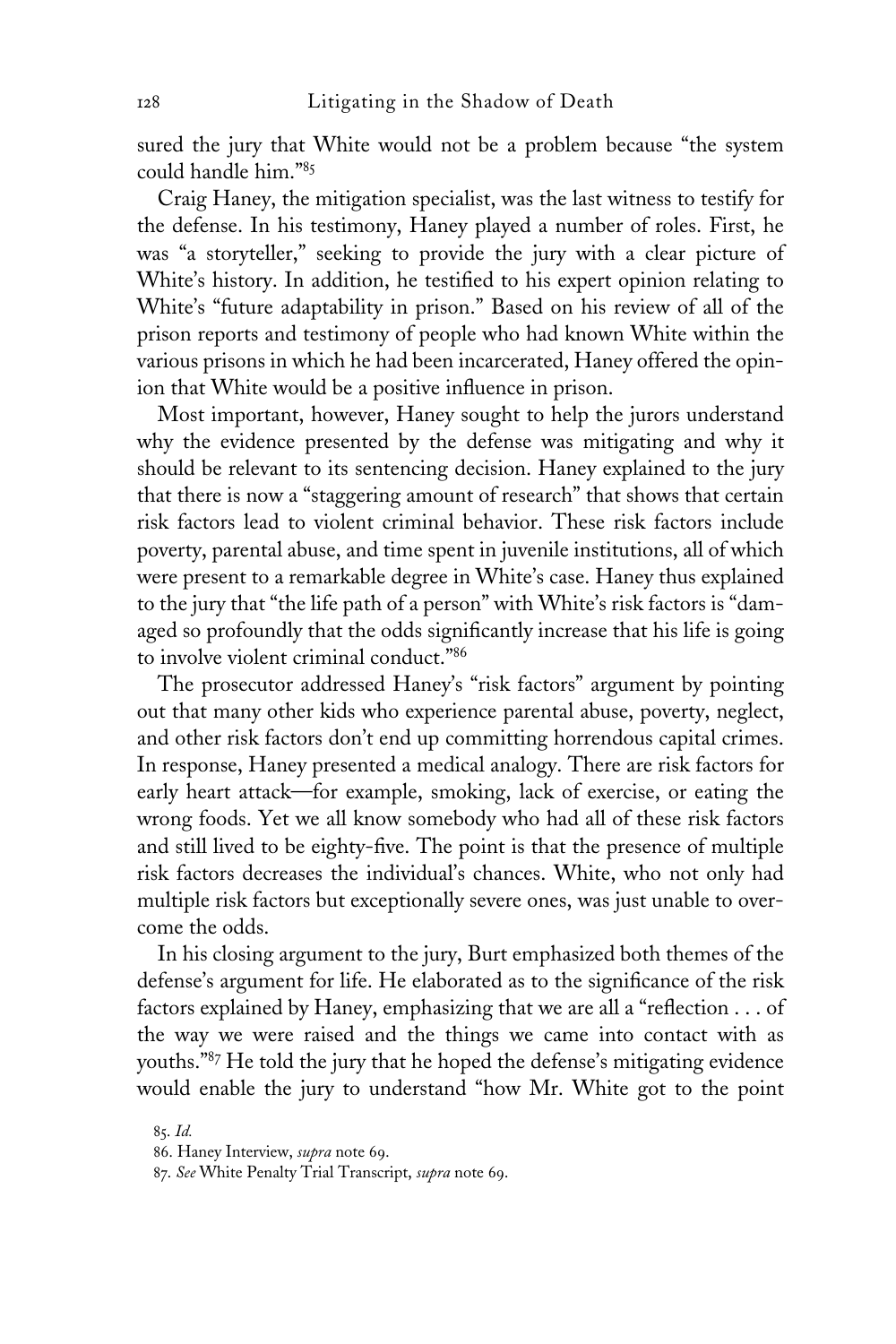sured the jury that White would not be a problem because "the system could handle him."[85]

Craig Haney, the mitigation specialist, was the last witness to testify for the defense. In his testimony, Haney played a number of roles. First, he was "a storyteller," seeking to provide the jury with a clear picture of White's history. In addition, he testified to his expert opinion relating to White's "future adaptability in prison." Based on his review of all of the prison reports and testimony of people who had known White within the various prisons in which he had been incarcerated, Haney offered the opinion that White would be a positive influence in prison.

Most important, however, Haney sought to help the jurors understand why the evidence presented by the defense was mitigating and why it should be relevant to its sentencing decision. Haney explained to the jury that there is now a "staggering amount of research" that shows that certain risk factors lead to violent criminal behavior. These risk factors include poverty, parental abuse, and time spent in juvenile institutions, all of which were present to a remarkable degree in White's case. Haney thus explained to the jury that "the life path of a person" with White's risk factors is "damaged so profoundly that the odds significantly increase that his life is going to involve violent criminal conduct."[86]

The prosecutor addressed Haney's "risk factors" argument by pointing out that many other kids who experience parental abuse, poverty, neglect, and other risk factors don't end up committing horrendous capital crimes. In response, Haney presented a medical analogy. There are risk factors for early heart attack—for example, smoking, lack of exercise, or eating the wrong foods. Yet we all know somebody who had all of these risk factors and still lived to be eighty-five. The point is that the presence of multiple risk factors decreases the individual's chances. White, who not only had multiple risk factors but exceptionally severe ones, was just unable to overcome the odds.

In his closing argument to the jury, Burt emphasized both themes of the defense's argument for life. He elaborated as to the significance of the risk factors explained by Haney, emphasizing that we are all a "reflection . . . of the way we were raised and the things we came into contact with as youths."[87] He told the jury that he hoped the defense's mitigating evidence would enable the jury to understand "how Mr. White got to the point

85. *Id.*

86. Haney Interview, *supra* note 69.

87. *See* White Penalty Trial Transcript, *supra* note 69.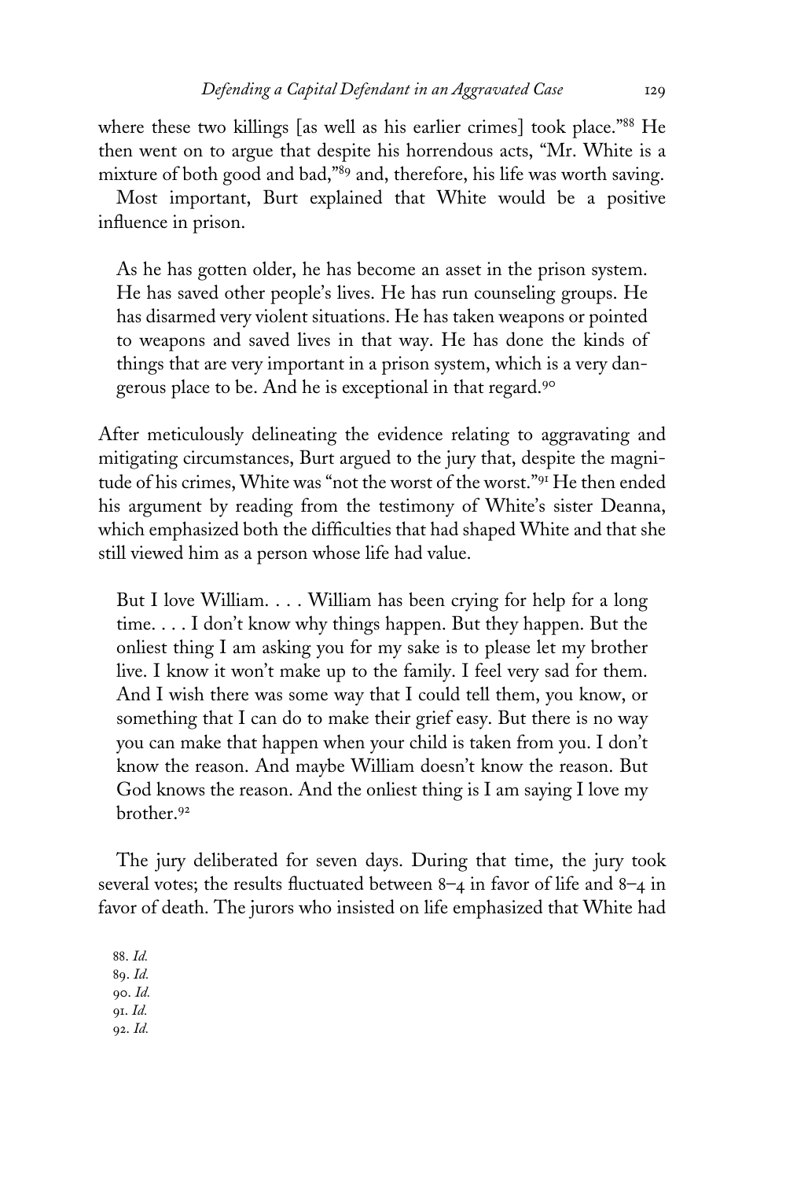where these two killings [as well as his earlier crimes] took place."[88] He then went on to argue that despite his horrendous acts, "Mr. White is a mixture of both good and bad,"[89] and, therefore, his life was worth saving.

Most important, Burt explained that White would be a positive influence in prison.

> As he has gotten older, he has become an asset in the prison system. He has saved other people's lives. He has run counseling groups. He has disarmed very violent situations. He has taken weapons or pointed to weapons and saved lives in that way. He has done the kinds of things that are very important in a prison system, which is a very dangerous place to be. And he is exceptional in that regard.[90]

After meticulously delineating the evidence relating to aggravating and mitigating circumstances, Burt argued to the jury that, despite the magnitude of his crimes, White was "not the worst of the worst."[91] He then ended his argument by reading from the testimony of White's sister Deanna, which emphasized both the difficulties that had shaped White and that she still viewed him as a person whose life had value.

> But I love William. . . . William has been crying for help for a long time. . . . I don't know why things happen. But they happen. But the onliest thing I am asking you for my sake is to please let my brother live. I know it won't make up to the family. I feel very sad for them. And I wish there was some way that I could tell them, you know, or something that I can do to make their grief easy. But there is no way you can make that happen when your child is taken from you. I don't know the reason. And maybe William doesn't know the reason. But God knows the reason. And the onliest thing is I am saying I love my brother.[92]

The jury deliberated for seven days. During that time, the jury took several votes; the results fluctuated between 8–4 in favor of life and 8–4 in favor of death. The jurors who insisted on life emphasized that White had

88. *Id.*
89. *Id.*
90. *Id.*
91. *Id.*
92. *Id.*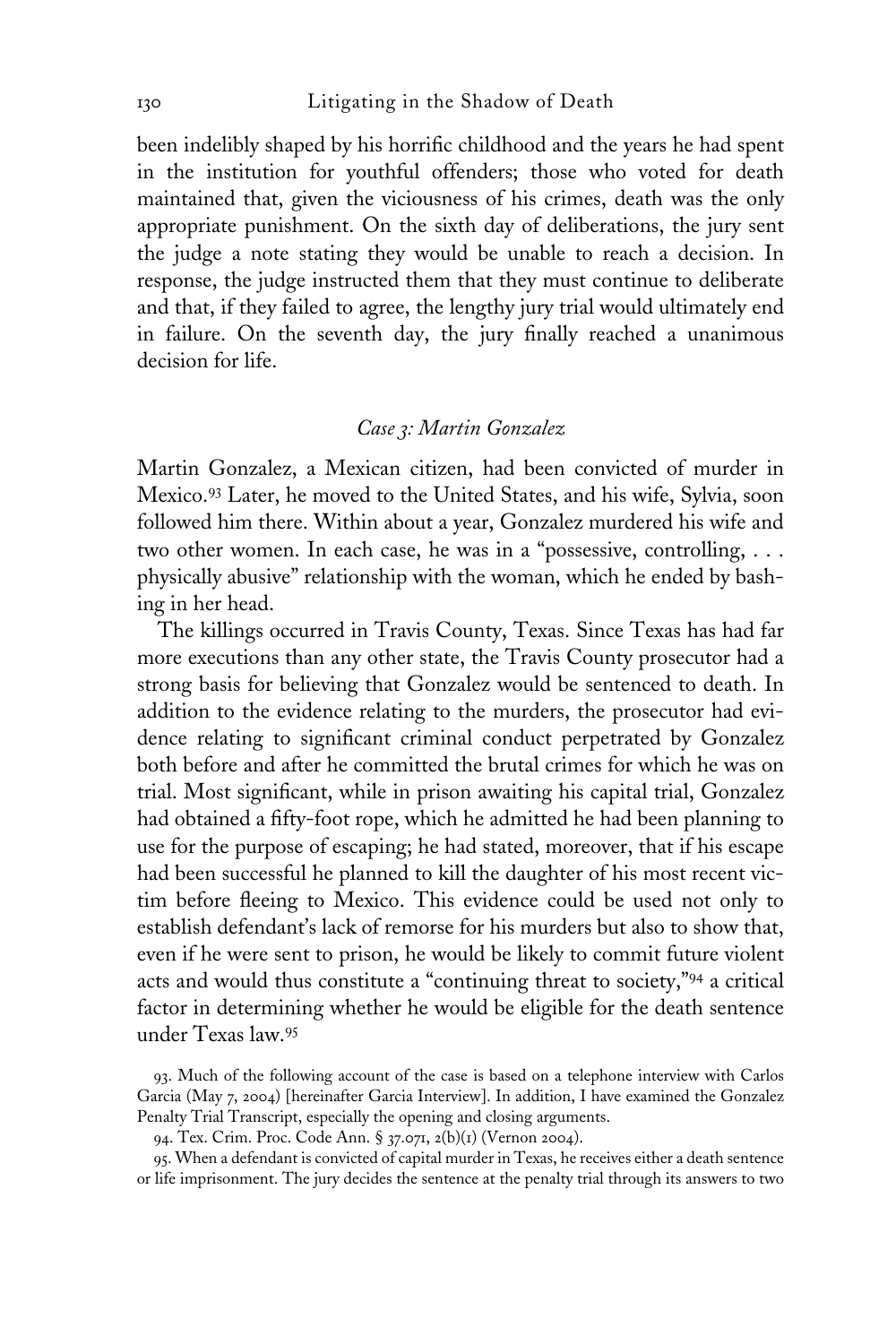been indelibly shaped by his horrific childhood and the years he had spent in the institution for youthful offenders; those who voted for death maintained that, given the viciousness of his crimes, death was the only appropriate punishment. On the sixth day of deliberations, the jury sent the judge a note stating they would be unable to reach a decision. In response, the judge instructed them that they must continue to deliberate and that, if they failed to agree, the lengthy jury trial would ultimately end in failure. On the seventh day, the jury finally reached a unanimous decision for life.

### *Case 3: Martin Gonzalez*

Martin Gonzalez, a Mexican citizen, had been convicted of murder in Mexico.[93] Later, he moved to the United States, and his wife, Sylvia, soon followed him there. Within about a year, Gonzalez murdered his wife and two other women. In each case, he was in a "possessive, controlling, . . . physically abusive" relationship with the woman, which he ended by bashing in her head.

The killings occurred in Travis County, Texas. Since Texas has had far more executions than any other state, the Travis County prosecutor had a strong basis for believing that Gonzalez would be sentenced to death. In addition to the evidence relating to the murders, the prosecutor had evidence relating to significant criminal conduct perpetrated by Gonzalez both before and after he committed the brutal crimes for which he was on trial. Most significant, while in prison awaiting his capital trial, Gonzalez had obtained a fifty-foot rope, which he admitted he had been planning to use for the purpose of escaping; he had stated, moreover, that if his escape had been successful he planned to kill the daughter of his most recent victim before fleeing to Mexico. This evidence could be used not only to establish defendant's lack of remorse for his murders but also to show that, even if he were sent to prison, he would be likely to commit future violent acts and would thus constitute a "continuing threat to society,"[94] a critical factor in determining whether he would be eligible for the death sentence under Texas law.[95]

93. Much of the following account of the case is based on a telephone interview with Carlos Garcia (May 7, 2004) [hereinafter Garcia Interview]. In addition, I have examined the Gonzalez Penalty Trial Transcript, especially the opening and closing arguments.

94. Tex. Crim. Proc. Code Ann. § 37.071, 2(b)(1) (Vernon 2004).

95. When a defendant is convicted of capital murder in Texas, he receives either a death sentence or life imprisonment. The jury decides the sentence at the penalty trial through its answers to two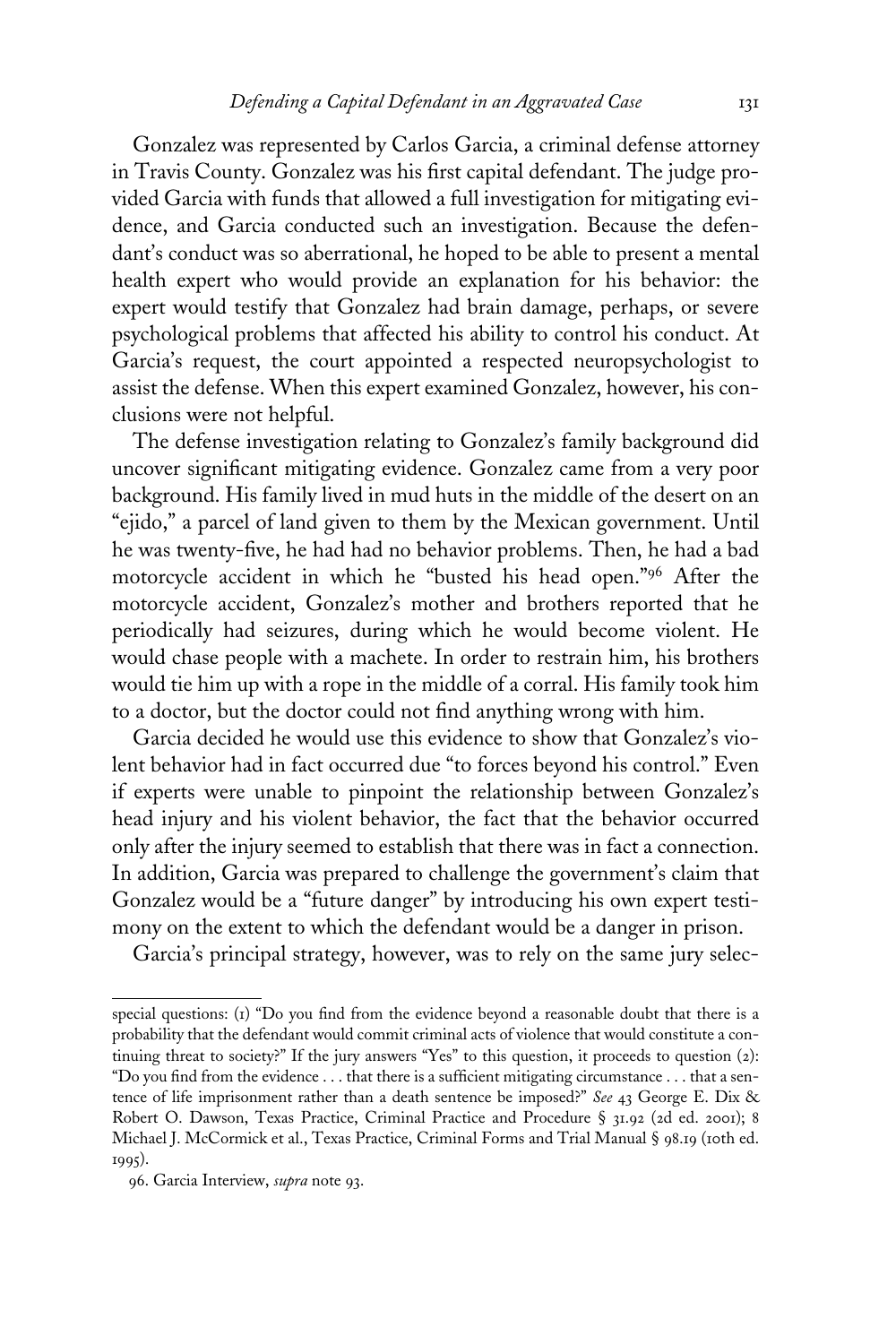Gonzalez was represented by Carlos Garcia, a criminal defense attorney in Travis County. Gonzalez was his first capital defendant. The judge provided Garcia with funds that allowed a full investigation for mitigating evidence, and Garcia conducted such an investigation. Because the defendant's conduct was so aberrational, he hoped to be able to present a mental health expert who would provide an explanation for his behavior: the expert would testify that Gonzalez had brain damage, perhaps, or severe psychological problems that affected his ability to control his conduct. At Garcia's request, the court appointed a respected neuropsychologist to assist the defense. When this expert examined Gonzalez, however, his conclusions were not helpful.

The defense investigation relating to Gonzalez's family background did uncover significant mitigating evidence. Gonzalez came from a very poor background. His family lived in mud huts in the middle of the desert on an "ejido," a parcel of land given to them by the Mexican government. Until he was twenty-five, he had had no behavior problems. Then, he had a bad motorcycle accident in which he "busted his head open."[96] After the motorcycle accident, Gonzalez's mother and brothers reported that he periodically had seizures, during which he would become violent. He would chase people with a machete. In order to restrain him, his brothers would tie him up with a rope in the middle of a corral. His family took him to a doctor, but the doctor could not find anything wrong with him.

Garcia decided he would use this evidence to show that Gonzalez's violent behavior had in fact occurred due "to forces beyond his control." Even if experts were unable to pinpoint the relationship between Gonzalez's head injury and his violent behavior, the fact that the behavior occurred only after the injury seemed to establish that there was in fact a connection. In addition, Garcia was prepared to challenge the government's claim that Gonzalez would be a "future danger" by introducing his own expert testimony on the extent to which the defendant would be a danger in prison.

Garcia's principal strategy, however, was to rely on the same jury selec-

---

special questions: (1) "Do you find from the evidence beyond a reasonable doubt that there is a probability that the defendant would commit criminal acts of violence that would constitute a continuing threat to society?" If the jury answers "Yes" to this question, it proceeds to question (2): "Do you find from the evidence . . . that there is a sufficient mitigating circumstance . . . that a sentence of life imprisonment rather than a death sentence be imposed?" *See* 43 George E. Dix & Robert O. Dawson, Texas Practice, Criminal Practice and Procedure § 31.92 (2d ed. 2001); 8 Michael J. McCormick et al., Texas Practice, Criminal Forms and Trial Manual § 98.19 (10th ed. 1995).

96. Garcia Interview, *supra* note 93.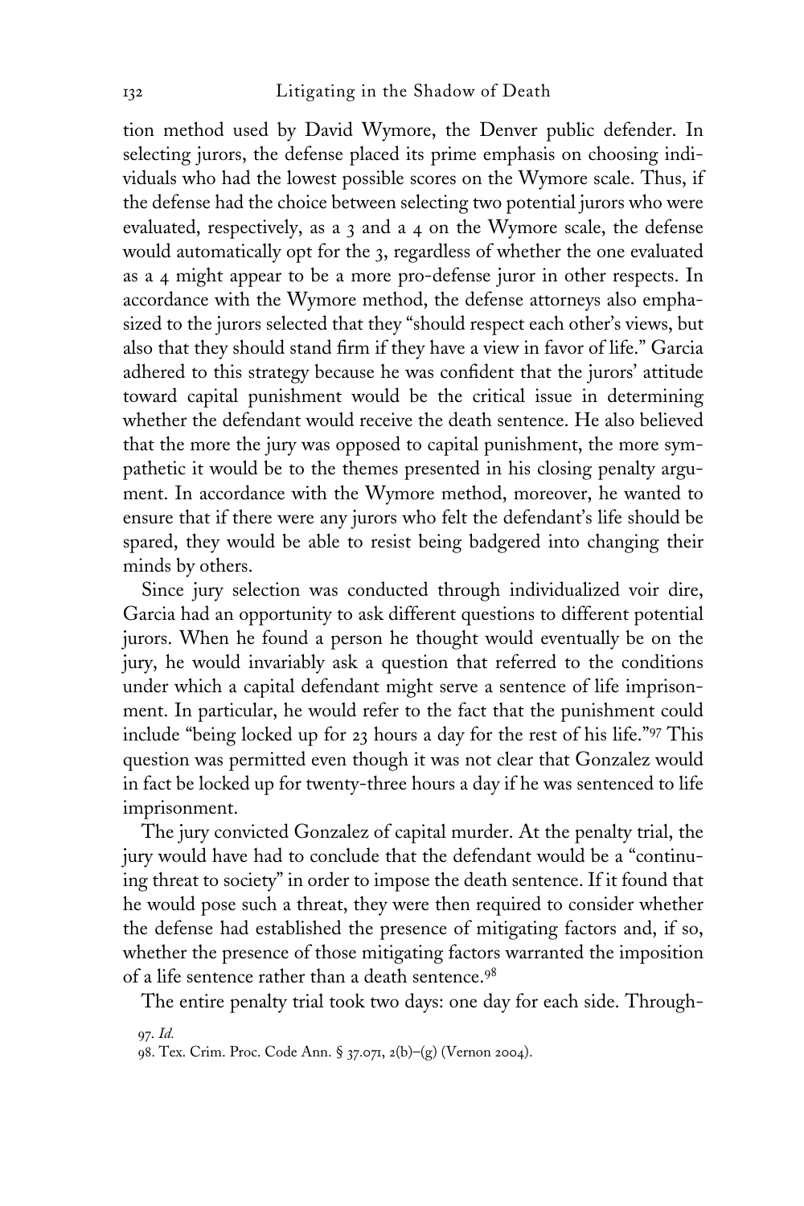tion method used by David Wymore, the Denver public defender. In selecting jurors, the defense placed its prime emphasis on choosing individuals who had the lowest possible scores on the Wymore scale. Thus, if the defense had the choice between selecting two potential jurors who were evaluated, respectively, as a 3 and a 4 on the Wymore scale, the defense would automatically opt for the 3, regardless of whether the one evaluated as a 4 might appear to be a more pro-defense juror in other respects. In accordance with the Wymore method, the defense attorneys also emphasized to the jurors selected that they "should respect each other's views, but also that they should stand firm if they have a view in favor of life." Garcia adhered to this strategy because he was confident that the jurors' attitude toward capital punishment would be the critical issue in determining whether the defendant would receive the death sentence. He also believed that the more the jury was opposed to capital punishment, the more sympathetic it would be to the themes presented in his closing penalty argument. In accordance with the Wymore method, moreover, he wanted to ensure that if there were any jurors who felt the defendant's life should be spared, they would be able to resist being badgered into changing their minds by others.

Since jury selection was conducted through individualized voir dire, Garcia had an opportunity to ask different questions to different potential jurors. When he found a person he thought would eventually be on the jury, he would invariably ask a question that referred to the conditions under which a capital defendant might serve a sentence of life imprisonment. In particular, he would refer to the fact that the punishment could include "being locked up for 23 hours a day for the rest of his life."[97] This question was permitted even though it was not clear that Gonzalez would in fact be locked up for twenty-three hours a day if he was sentenced to life imprisonment.

The jury convicted Gonzalez of capital murder. At the penalty trial, the jury would have had to conclude that the defendant would be a "continuing threat to society" in order to impose the death sentence. If it found that he would pose such a threat, they were then required to consider whether the defense had established the presence of mitigating factors and, if so, whether the presence of those mitigating factors warranted the imposition of a life sentence rather than a death sentence.[98]

The entire penalty trial took two days: one day for each side. Through-

97. *Id.*

98. Tex. Crim. Proc. Code Ann. § 37.071, 2(b)–(g) (Vernon 2004).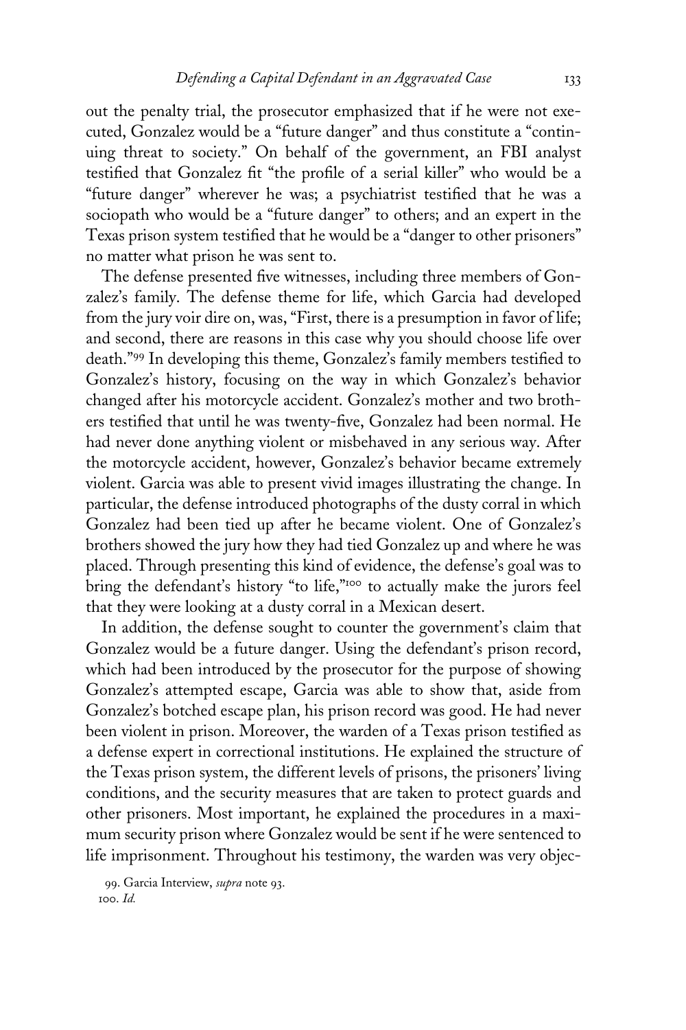out the penalty trial, the prosecutor emphasized that if he were not executed, Gonzalez would be a "future danger" and thus constitute a "continuing threat to society." On behalf of the government, an FBI analyst testified that Gonzalez fit "the profile of a serial killer" who would be a "future danger" wherever he was; a psychiatrist testified that he was a sociopath who would be a "future danger" to others; and an expert in the Texas prison system testified that he would be a "danger to other prisoners" no matter what prison he was sent to.

The defense presented five witnesses, including three members of Gonzalez's family. The defense theme for life, which Garcia had developed from the jury voir dire on, was, "First, there is a presumption in favor of life; and second, there are reasons in this case why you should choose life over death."[99] In developing this theme, Gonzalez's family members testified to Gonzalez's history, focusing on the way in which Gonzalez's behavior changed after his motorcycle accident. Gonzalez's mother and two brothers testified that until he was twenty-five, Gonzalez had been normal. He had never done anything violent or misbehaved in any serious way. After the motorcycle accident, however, Gonzalez's behavior became extremely violent. Garcia was able to present vivid images illustrating the change. In particular, the defense introduced photographs of the dusty corral in which Gonzalez had been tied up after he became violent. One of Gonzalez's brothers showed the jury how they had tied Gonzalez up and where he was placed. Through presenting this kind of evidence, the defense's goal was to bring the defendant's history "to life,"[100] to actually make the jurors feel that they were looking at a dusty corral in a Mexican desert.

In addition, the defense sought to counter the government's claim that Gonzalez would be a future danger. Using the defendant's prison record, which had been introduced by the prosecutor for the purpose of showing Gonzalez's attempted escape, Garcia was able to show that, aside from Gonzalez's botched escape plan, his prison record was good. He had never been violent in prison. Moreover, the warden of a Texas prison testified as a defense expert in correctional institutions. He explained the structure of the Texas prison system, the different levels of prisons, the prisoners' living conditions, and the security measures that are taken to protect guards and other prisoners. Most important, he explained the procedures in a maximum security prison where Gonzalez would be sent if he were sentenced to life imprisonment. Throughout his testimony, the warden was very objec-

99. Garcia Interview, *supra* note 93.

100. *Id.*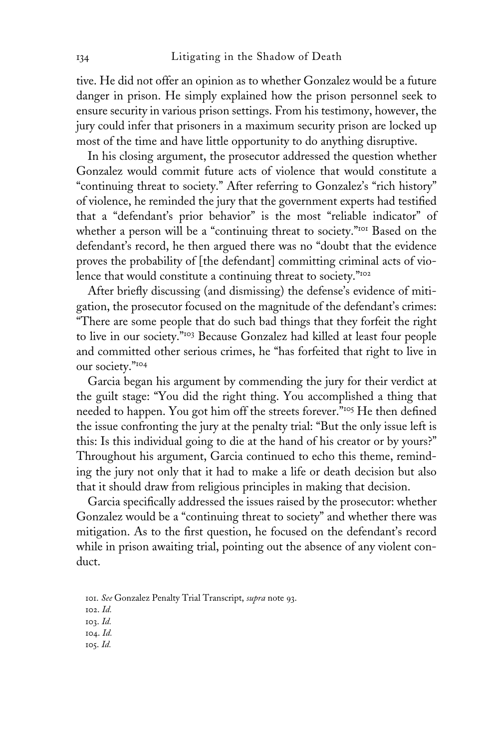tive. He did not offer an opinion as to whether Gonzalez would be a future danger in prison. He simply explained how the prison personnel seek to ensure security in various prison settings. From his testimony, however, the jury could infer that prisoners in a maximum security prison are locked up most of the time and have little opportunity to do anything disruptive.

In his closing argument, the prosecutor addressed the question whether Gonzalez would commit future acts of violence that would constitute a "continuing threat to society." After referring to Gonzalez's "rich history" of violence, he reminded the jury that the government experts had testified that a "defendant's prior behavior" is the most "reliable indicator" of whether a person will be a "continuing threat to society."[101] Based on the defendant's record, he then argued there was no "doubt that the evidence proves the probability of [the defendant] committing criminal acts of violence that would constitute a continuing threat to society."[102]

After briefly discussing (and dismissing) the defense's evidence of mitigation, the prosecutor focused on the magnitude of the defendant's crimes: "There are some people that do such bad things that they forfeit the right to live in our society."[103] Because Gonzalez had killed at least four people and committed other serious crimes, he "has forfeited that right to live in our society."[104]

Garcia began his argument by commending the jury for their verdict at the guilt stage: "You did the right thing. You accomplished a thing that needed to happen. You got him off the streets forever."[105] He then defined the issue confronting the jury at the penalty trial: "But the only issue left is this: Is this individual going to die at the hand of his creator or by yours?" Throughout his argument, Garcia continued to echo this theme, reminding the jury not only that it had to make a life or death decision but also that it should draw from religious principles in making that decision.

Garcia specifically addressed the issues raised by the prosecutor: whether Gonzalez would be a "continuing threat to society" and whether there was mitigation. As to the first question, he focused on the defendant's record while in prison awaiting trial, pointing out the absence of any violent conduct.

101. *See* Gonzalez Penalty Trial Transcript, *supra* note 93.
102. *Id.*
103. *Id.*
104. *Id.*
105. *Id.*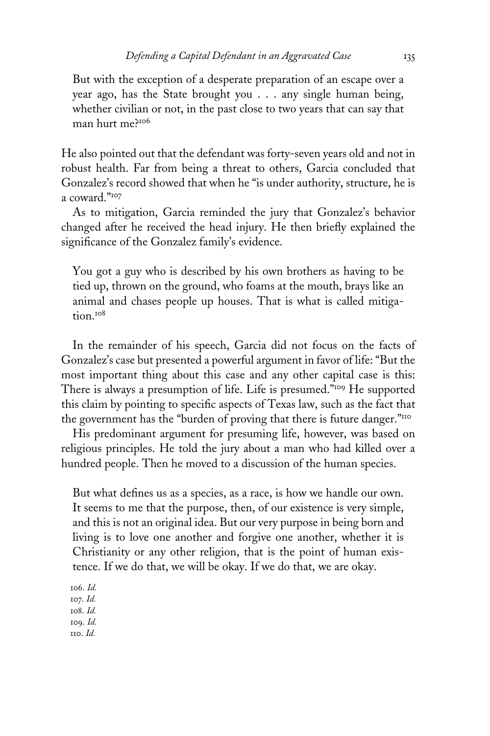> But with the exception of a desperate preparation of an escape over a year ago, has the State brought you . . . any single human being, whether civilian or not, in the past close to two years that can say that man hurt me?[106]

He also pointed out that the defendant was forty-seven years old and not in robust health. Far from being a threat to others, Garcia concluded that Gonzalez's record showed that when he "is under authority, structure, he is a coward."[107]

As to mitigation, Garcia reminded the jury that Gonzalez's behavior changed after he received the head injury. He then briefly explained the significance of the Gonzalez family's evidence.

> You got a guy who is described by his own brothers as having to be tied up, thrown on the ground, who foams at the mouth, brays like an animal and chases people up houses. That is what is called mitigation.[108]

In the remainder of his speech, Garcia did not focus on the facts of Gonzalez's case but presented a powerful argument in favor of life: "But the most important thing about this case and any other capital case is this: There is always a presumption of life. Life is presumed."[109] He supported this claim by pointing to specific aspects of Texas law, such as the fact that the government has the "burden of proving that there is future danger."[110]

His predominant argument for presuming life, however, was based on religious principles. He told the jury about a man who had killed over a hundred people. Then he moved to a discussion of the human species.

> But what defines us as a species, as a race, is how we handle our own. It seems to me that the purpose, then, of our existence is very simple, and this is not an original idea. But our very purpose in being born and living is to love one another and forgive one another, whether it is Christianity or any other religion, that is the point of human existence. If we do that, we will be okay. If we do that, we are okay.

106. *Id.*
107. *Id.*
108. *Id.*
109. *Id.*
110. *Id.*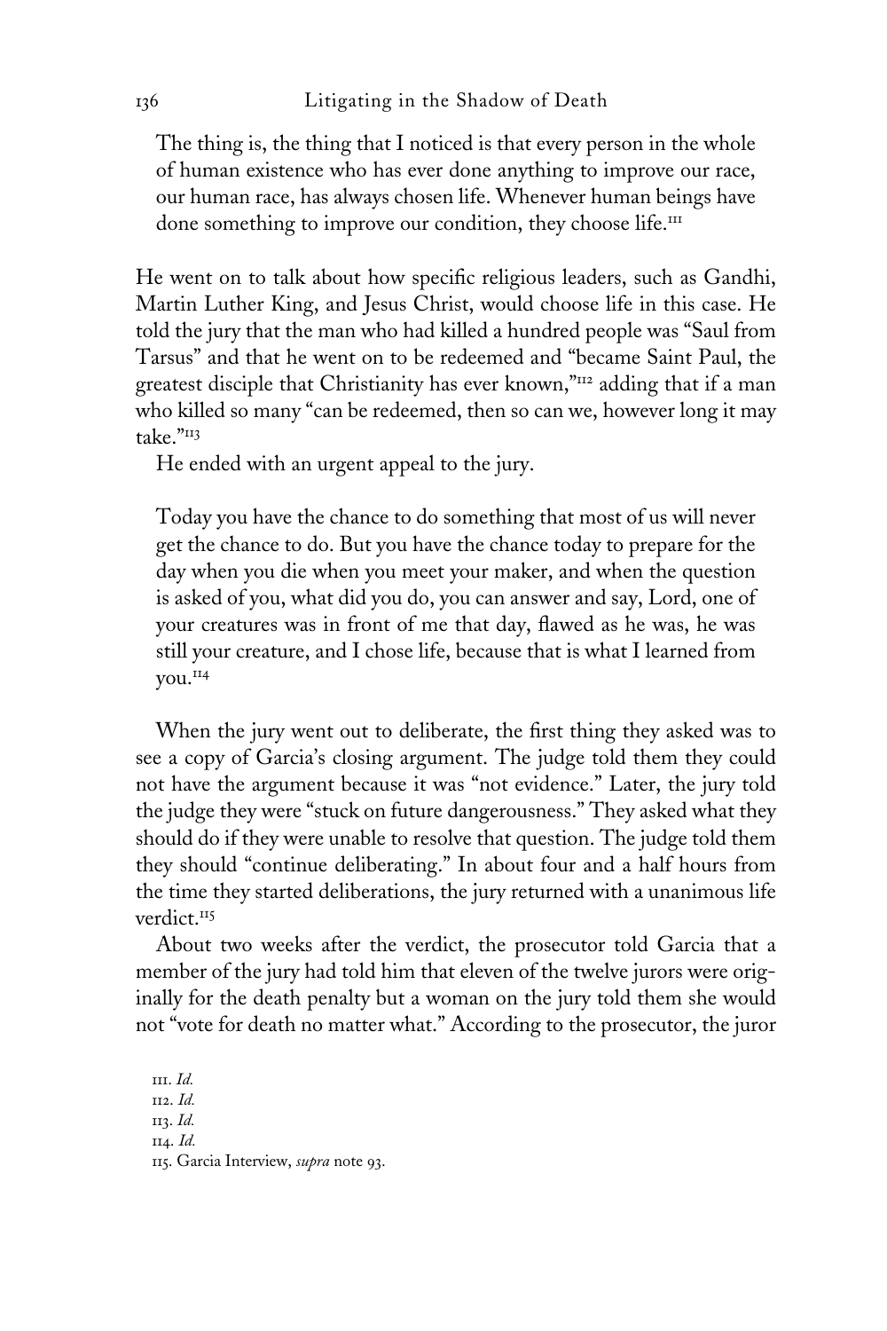> The thing is, the thing that I noticed is that every person in the whole of human existence who has ever done anything to improve our race, our human race, has always chosen life. Whenever human beings have done something to improve our condition, they choose life.[111]

He went on to talk about how specific religious leaders, such as Gandhi, Martin Luther King, and Jesus Christ, would choose life in this case. He told the jury that the man who had killed a hundred people was "Saul from Tarsus" and that he went on to be redeemed and "became Saint Paul, the greatest disciple that Christianity has ever known,"[112] adding that if a man who killed so many "can be redeemed, then so can we, however long it may take."[113]

He ended with an urgent appeal to the jury.

> Today you have the chance to do something that most of us will never get the chance to do. But you have the chance today to prepare for the day when you die when you meet your maker, and when the question is asked of you, what did you do, you can answer and say, Lord, one of your creatures was in front of me that day, flawed as he was, he was still your creature, and I chose life, because that is what I learned from you.[114]

When the jury went out to deliberate, the first thing they asked was to see a copy of Garcia's closing argument. The judge told them they could not have the argument because it was "not evidence." Later, the jury told the judge they were "stuck on future dangerousness." They asked what they should do if they were unable to resolve that question. The judge told them they should "continue deliberating." In about four and a half hours from the time they started deliberations, the jury returned with a unanimous life verdict.[115]

About two weeks after the verdict, the prosecutor told Garcia that a member of the jury had told him that eleven of the twelve jurors were originally for the death penalty but a woman on the jury told them she would not "vote for death no matter what." According to the prosecutor, the juror

111. *Id.*
112. *Id.*
113. *Id.*
114. *Id.*
115. Garcia Interview, *supra* note 93.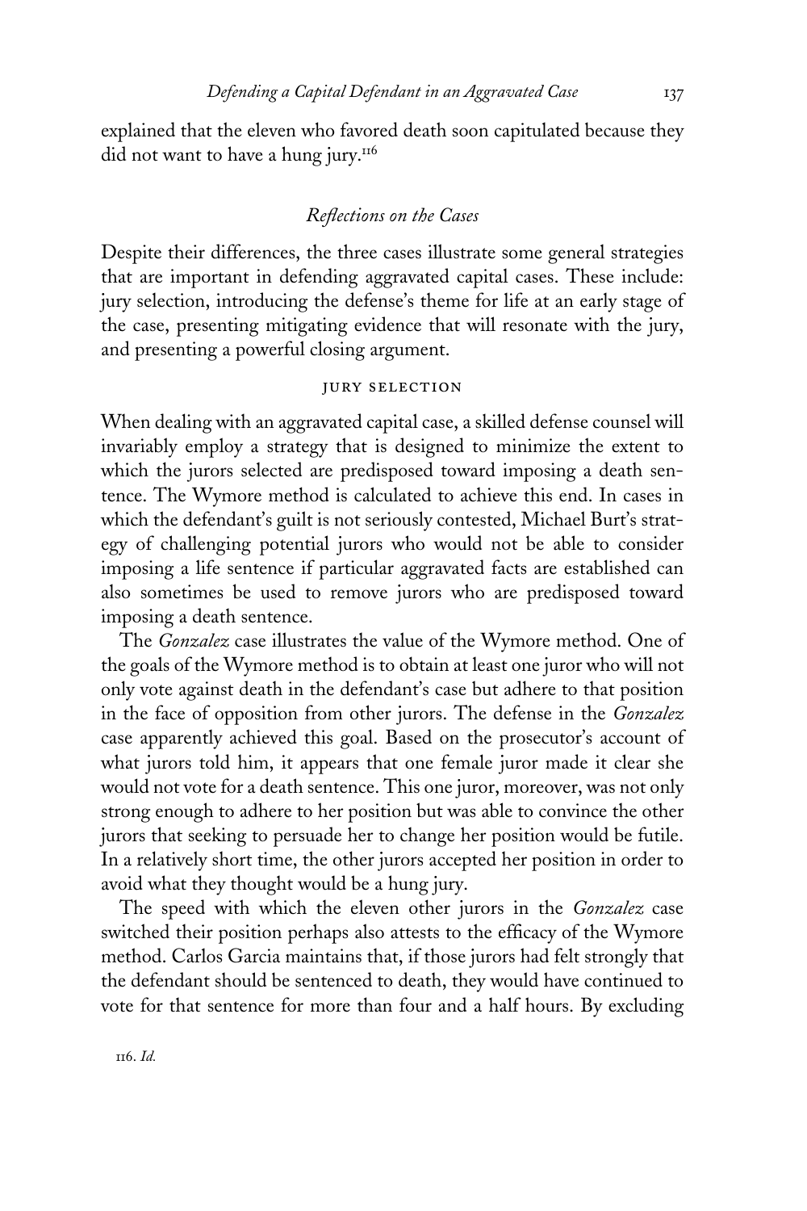explained that the eleven who favored death soon capitulated because they did not want to have a hung jury.[116]

### *Reflections on the Cases*

Despite their differences, the three cases illustrate some general strategies that are important in defending aggravated capital cases. These include: jury selection, introducing the defense's theme for life at an early stage of the case, presenting mitigating evidence that will resonate with the jury, and presenting a powerful closing argument.

#### JURY SELECTION

When dealing with an aggravated capital case, a skilled defense counsel will invariably employ a strategy that is designed to minimize the extent to which the jurors selected are predisposed toward imposing a death sentence. The Wymore method is calculated to achieve this end. In cases in which the defendant's guilt is not seriously contested, Michael Burt's strategy of challenging potential jurors who would not be able to consider imposing a life sentence if particular aggravated facts are established can also sometimes be used to remove jurors who are predisposed toward imposing a death sentence.

The *Gonzalez* case illustrates the value of the Wymore method. One of the goals of the Wymore method is to obtain at least one juror who will not only vote against death in the defendant's case but adhere to that position in the face of opposition from other jurors. The defense in the *Gonzalez* case apparently achieved this goal. Based on the prosecutor's account of what jurors told him, it appears that one female juror made it clear she would not vote for a death sentence. This one juror, moreover, was not only strong enough to adhere to her position but was able to convince the other jurors that seeking to persuade her to change her position would be futile. In a relatively short time, the other jurors accepted her position in order to avoid what they thought would be a hung jury.

The speed with which the eleven other jurors in the *Gonzalez* case switched their position perhaps also attests to the efficacy of the Wymore method. Carlos Garcia maintains that, if those jurors had felt strongly that the defendant should be sentenced to death, they would have continued to vote for that sentence for more than four and a half hours. By excluding

116. *Id.*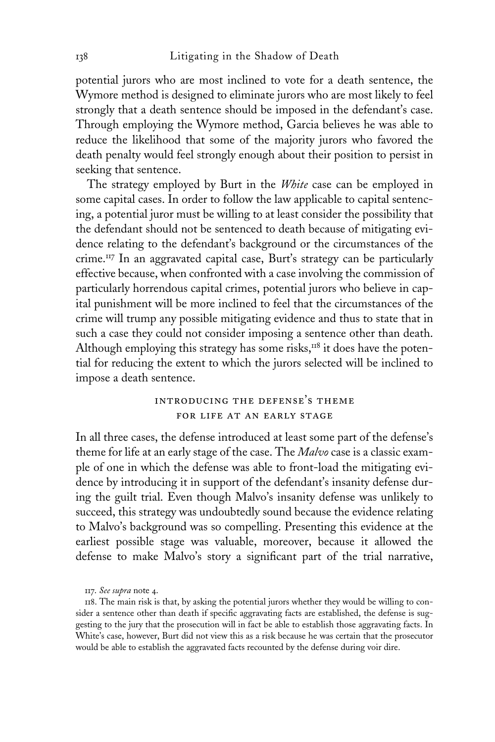potential jurors who are most inclined to vote for a death sentence, the Wymore method is designed to eliminate jurors who are most likely to feel strongly that a death sentence should be imposed in the defendant's case. Through employing the Wymore method, Garcia believes he was able to reduce the likelihood that some of the majority jurors who favored the death penalty would feel strongly enough about their position to persist in seeking that sentence.

The strategy employed by Burt in the *White* case can be employed in some capital cases. In order to follow the law applicable to capital sentencing, a potential juror must be willing to at least consider the possibility that the defendant should not be sentenced to death because of mitigating evidence relating to the defendant's background or the circumstances of the crime.[117] In an aggravated capital case, Burt's strategy can be particularly effective because, when confronted with a case involving the commission of particularly horrendous capital crimes, potential jurors who believe in capital punishment will be more inclined to feel that the circumstances of the crime will trump any possible mitigating evidence and thus to state that in such a case they could not consider imposing a sentence other than death. Although employing this strategy has some risks,[118] it does have the potential for reducing the extent to which the jurors selected will be inclined to impose a death sentence.

## Introducing the Defense's Theme for Life at an Early Stage

In all three cases, the defense introduced at least some part of the defense's theme for life at an early stage of the case. The *Malvo* case is a classic example of one in which the defense was able to front-load the mitigating evidence by introducing it in support of the defendant's insanity defense during the guilt trial. Even though Malvo's insanity defense was unlikely to succeed, this strategy was undoubtedly sound because the evidence relating to Malvo's background was so compelling. Presenting this evidence at the earliest possible stage was valuable, moreover, because it allowed the defense to make Malvo's story a significant part of the trial narrative,

117. *See supra* note 4.

118. The main risk is that, by asking the potential jurors whether they would be willing to consider a sentence other than death if specific aggravating facts are established, the defense is suggesting to the jury that the prosecution will in fact be able to establish those aggravating facts. In White's case, however, Burt did not view this as a risk because he was certain that the prosecutor would be able to establish the aggravated facts recounted by the defense during voir dire.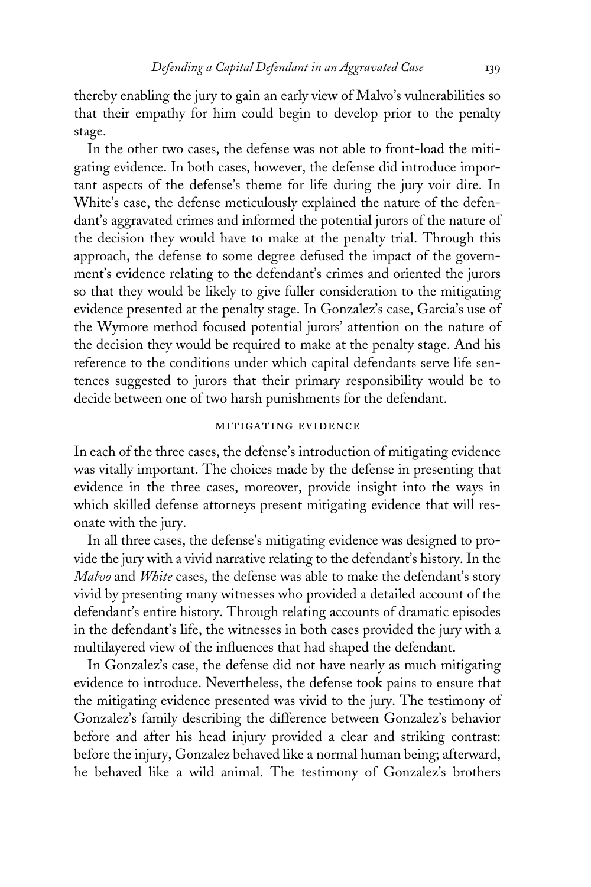thereby enabling the jury to gain an early view of Malvo's vulnerabilities so that their empathy for him could begin to develop prior to the penalty stage.

In the other two cases, the defense was not able to front-load the mitigating evidence. In both cases, however, the defense did introduce important aspects of the defense's theme for life during the jury voir dire. In White's case, the defense meticulously explained the nature of the defendant's aggravated crimes and informed the potential jurors of the nature of the decision they would have to make at the penalty trial. Through this approach, the defense to some degree defused the impact of the government's evidence relating to the defendant's crimes and oriented the jurors so that they would be likely to give fuller consideration to the mitigating evidence presented at the penalty stage. In Gonzalez's case, Garcia's use of the Wymore method focused potential jurors' attention on the nature of the decision they would be required to make at the penalty stage. And his reference to the conditions under which capital defendants serve life sentences suggested to jurors that their primary responsibility would be to decide between one of two harsh punishments for the defendant.

## MITIGATING EVIDENCE

In each of the three cases, the defense's introduction of mitigating evidence was vitally important. The choices made by the defense in presenting that evidence in the three cases, moreover, provide insight into the ways in which skilled defense attorneys present mitigating evidence that will resonate with the jury.

In all three cases, the defense's mitigating evidence was designed to provide the jury with a vivid narrative relating to the defendant's history. In the *Malvo* and *White* cases, the defense was able to make the defendant's story vivid by presenting many witnesses who provided a detailed account of the defendant's entire history. Through relating accounts of dramatic episodes in the defendant's life, the witnesses in both cases provided the jury with a multilayered view of the influences that had shaped the defendant.

In Gonzalez's case, the defense did not have nearly as much mitigating evidence to introduce. Nevertheless, the defense took pains to ensure that the mitigating evidence presented was vivid to the jury. The testimony of Gonzalez's family describing the difference between Gonzalez's behavior before and after his head injury provided a clear and striking contrast: before the injury, Gonzalez behaved like a normal human being; afterward, he behaved like a wild animal. The testimony of Gonzalez's brothers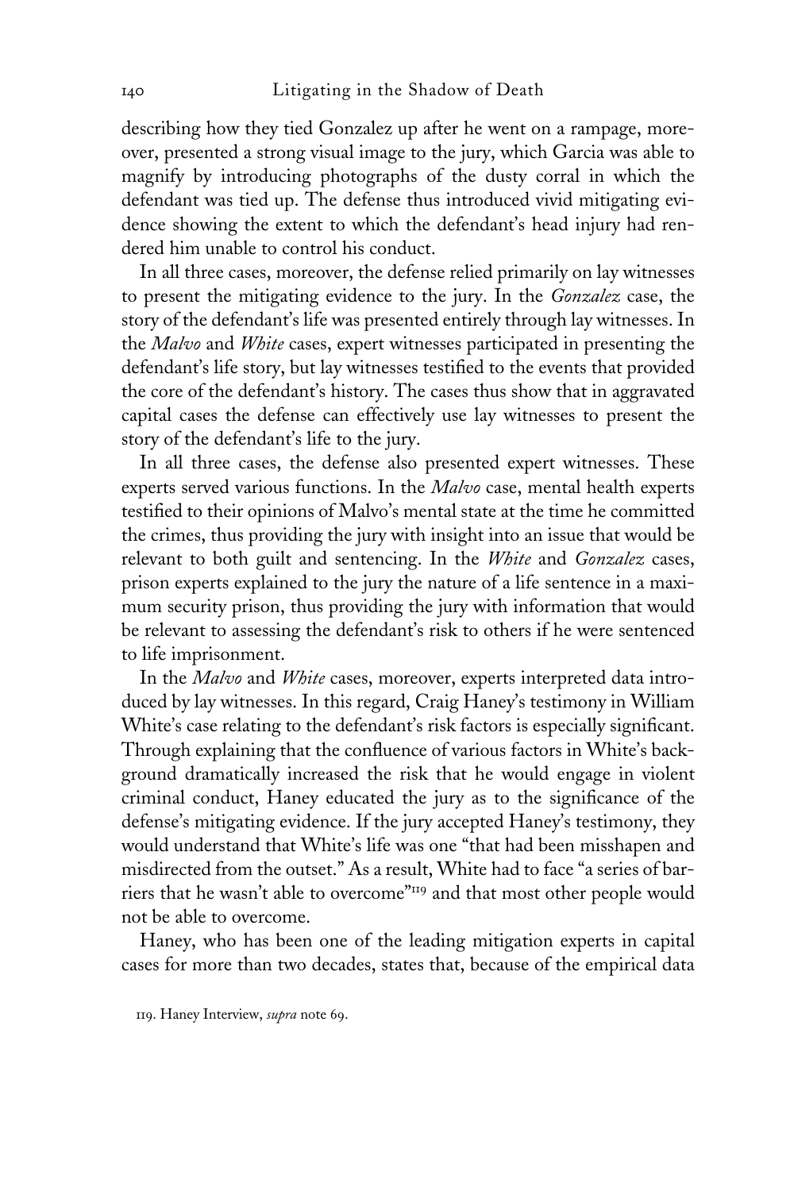describing how they tied Gonzalez up after he went on a rampage, moreover, presented a strong visual image to the jury, which Garcia was able to magnify by introducing photographs of the dusty corral in which the defendant was tied up. The defense thus introduced vivid mitigating evidence showing the extent to which the defendant's head injury had rendered him unable to control his conduct.

In all three cases, moreover, the defense relied primarily on lay witnesses to present the mitigating evidence to the jury. In the *Gonzalez* case, the story of the defendant's life was presented entirely through lay witnesses. In the *Malvo* and *White* cases, expert witnesses participated in presenting the defendant's life story, but lay witnesses testified to the events that provided the core of the defendant's history. The cases thus show that in aggravated capital cases the defense can effectively use lay witnesses to present the story of the defendant's life to the jury.

In all three cases, the defense also presented expert witnesses. These experts served various functions. In the *Malvo* case, mental health experts testified to their opinions of Malvo's mental state at the time he committed the crimes, thus providing the jury with insight into an issue that would be relevant to both guilt and sentencing. In the *White* and *Gonzalez* cases, prison experts explained to the jury the nature of a life sentence in a maximum security prison, thus providing the jury with information that would be relevant to assessing the defendant's risk to others if he were sentenced to life imprisonment.

In the *Malvo* and *White* cases, moreover, experts interpreted data introduced by lay witnesses. In this regard, Craig Haney's testimony in William White's case relating to the defendant's risk factors is especially significant. Through explaining that the confluence of various factors in White's background dramatically increased the risk that he would engage in violent criminal conduct, Haney educated the jury as to the significance of the defense's mitigating evidence. If the jury accepted Haney's testimony, they would understand that White's life was one "that had been misshapen and misdirected from the outset." As a result, White had to face "a series of barriers that he wasn't able to overcome"[119] and that most other people would not be able to overcome.

Haney, who has been one of the leading mitigation experts in capital cases for more than two decades, states that, because of the empirical data

119. Haney Interview, *supra* note 69.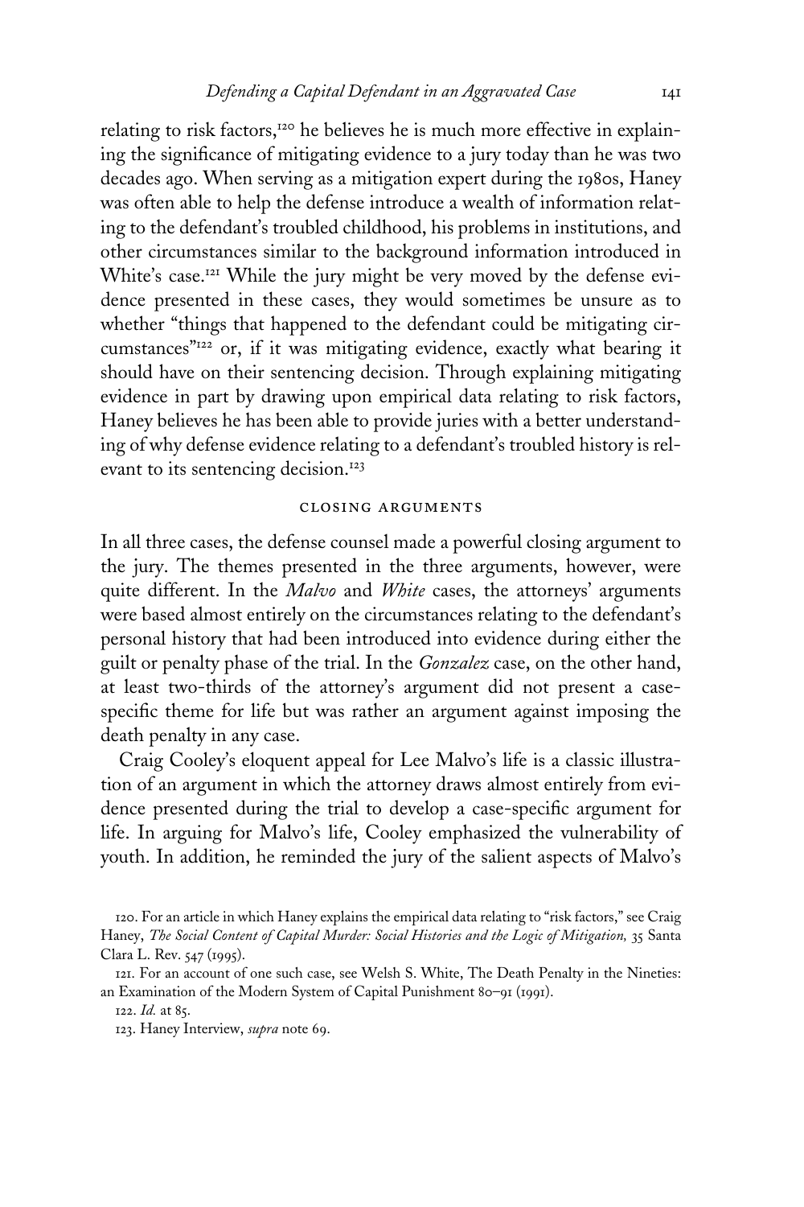relating to risk factors,[120] he believes he is much more effective in explaining the significance of mitigating evidence to a jury today than he was two decades ago. When serving as a mitigation expert during the 1980s, Haney was often able to help the defense introduce a wealth of information relating to the defendant's troubled childhood, his problems in institutions, and other circumstances similar to the background information introduced in White's case.[121] While the jury might be very moved by the defense evidence presented in these cases, they would sometimes be unsure as to whether "things that happened to the defendant could be mitigating circumstances"[122] or, if it was mitigating evidence, exactly what bearing it should have on their sentencing decision. Through explaining mitigating evidence in part by drawing upon empirical data relating to risk factors, Haney believes he has been able to provide juries with a better understanding of why defense evidence relating to a defendant's troubled history is relevant to its sentencing decision.[123]

### CLOSING ARGUMENTS

In all three cases, the defense counsel made a powerful closing argument to the jury. The themes presented in the three arguments, however, were quite different. In the *Malvo* and *White* cases, the attorneys' arguments were based almost entirely on the circumstances relating to the defendant's personal history that had been introduced into evidence during either the guilt or penalty phase of the trial. In the *Gonzalez* case, on the other hand, at least two-thirds of the attorney's argument did not present a case-specific theme for life but was rather an argument against imposing the death penalty in any case.

Craig Cooley's eloquent appeal for Lee Malvo's life is a classic illustration of an argument in which the attorney draws almost entirely from evidence presented during the trial to develop a case-specific argument for life. In arguing for Malvo's life, Cooley emphasized the vulnerability of youth. In addition, he reminded the jury of the salient aspects of Malvo's

120. For an article in which Haney explains the empirical data relating to "risk factors," see Craig Haney, *The Social Content of Capital Murder: Social Histories and the Logic of Mitigation,* 35 Santa Clara L. Rev. 547 (1995).

121. For an account of one such case, see Welsh S. White, The Death Penalty in the Nineties: an Examination of the Modern System of Capital Punishment 80–91 (1991).

122. *Id.* at 85.

123. Haney Interview, *supra* note 69.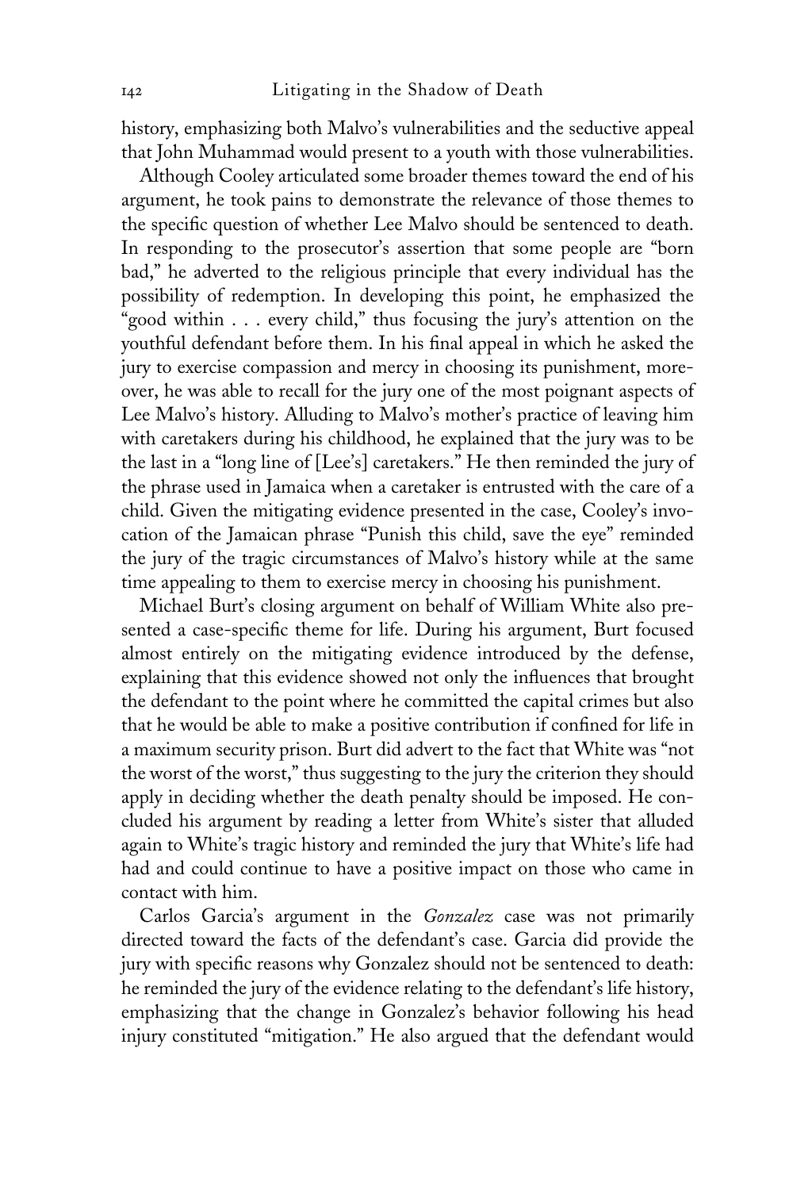history, emphasizing both Malvo's vulnerabilities and the seductive appeal that John Muhammad would present to a youth with those vulnerabilities.

Although Cooley articulated some broader themes toward the end of his argument, he took pains to demonstrate the relevance of those themes to the specific question of whether Lee Malvo should be sentenced to death. In responding to the prosecutor's assertion that some people are "born bad," he adverted to the religious principle that every individual has the possibility of redemption. In developing this point, he emphasized the "good within . . . every child," thus focusing the jury's attention on the youthful defendant before them. In his final appeal in which he asked the jury to exercise compassion and mercy in choosing its punishment, moreover, he was able to recall for the jury one of the most poignant aspects of Lee Malvo's history. Alluding to Malvo's mother's practice of leaving him with caretakers during his childhood, he explained that the jury was to be the last in a "long line of [Lee's] caretakers." He then reminded the jury of the phrase used in Jamaica when a caretaker is entrusted with the care of a child. Given the mitigating evidence presented in the case, Cooley's invocation of the Jamaican phrase "Punish this child, save the eye" reminded the jury of the tragic circumstances of Malvo's history while at the same time appealing to them to exercise mercy in choosing his punishment.

Michael Burt's closing argument on behalf of William White also presented a case-specific theme for life. During his argument, Burt focused almost entirely on the mitigating evidence introduced by the defense, explaining that this evidence showed not only the influences that brought the defendant to the point where he committed the capital crimes but also that he would be able to make a positive contribution if confined for life in a maximum security prison. Burt did advert to the fact that White was "not the worst of the worst," thus suggesting to the jury the criterion they should apply in deciding whether the death penalty should be imposed. He concluded his argument by reading a letter from White's sister that alluded again to White's tragic history and reminded the jury that White's life had had and could continue to have a positive impact on those who came in contact with him.

Carlos Garcia's argument in the *Gonzalez* case was not primarily directed toward the facts of the defendant's case. Garcia did provide the jury with specific reasons why Gonzalez should not be sentenced to death: he reminded the jury of the evidence relating to the defendant's life history, emphasizing that the change in Gonzalez's behavior following his head injury constituted "mitigation." He also argued that the defendant would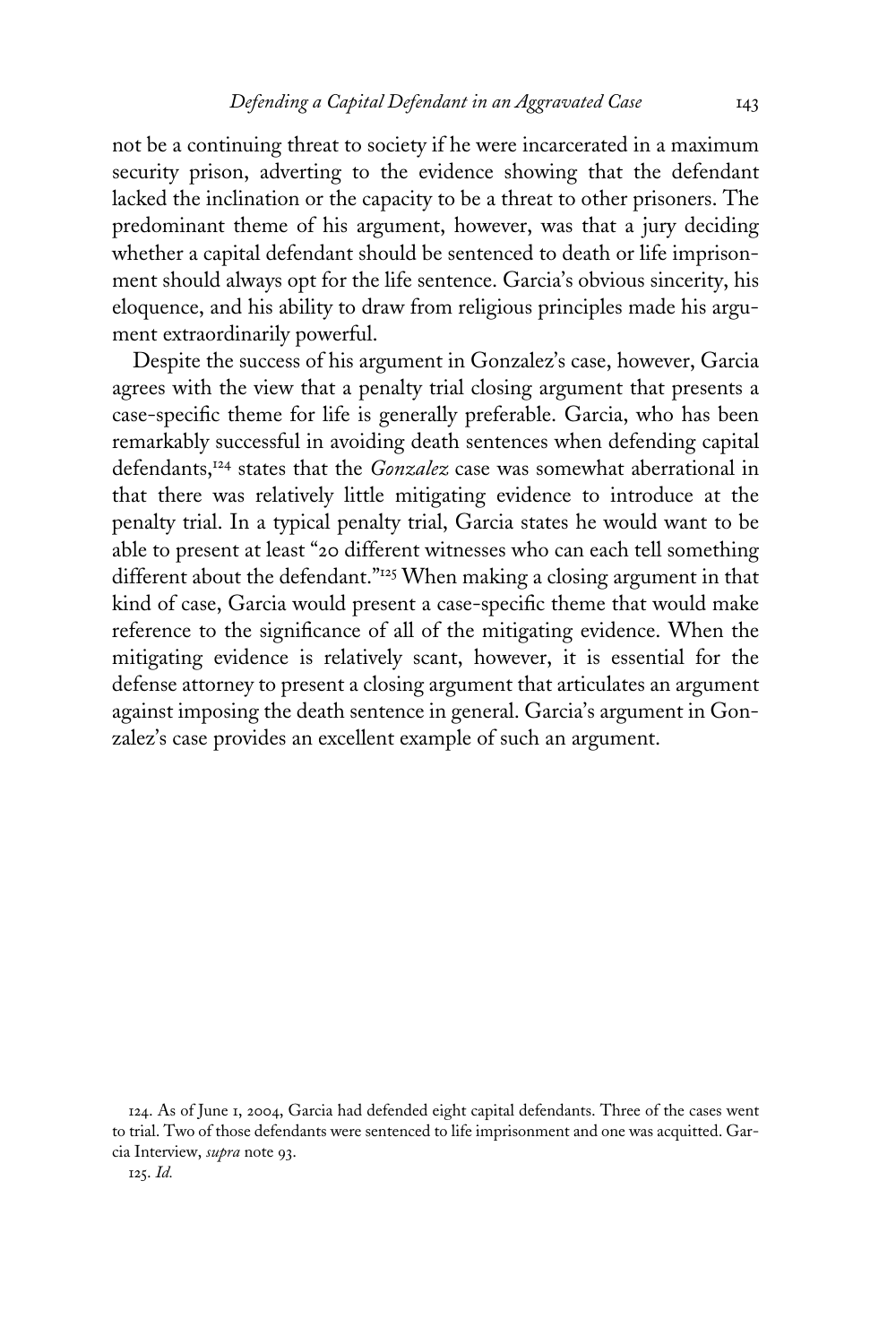not be a continuing threat to society if he were incarcerated in a maximum security prison, adverting to the evidence showing that the defendant lacked the inclination or the capacity to be a threat to other prisoners. The predominant theme of his argument, however, was that a jury deciding whether a capital defendant should be sentenced to death or life imprisonment should always opt for the life sentence. Garcia's obvious sincerity, his eloquence, and his ability to draw from religious principles made his argument extraordinarily powerful.

Despite the success of his argument in Gonzalez's case, however, Garcia agrees with the view that a penalty trial closing argument that presents a case-specific theme for life is generally preferable. Garcia, who has been remarkably successful in avoiding death sentences when defending capital defendants,[124] states that the *Gonzalez* case was somewhat aberrational in that there was relatively little mitigating evidence to introduce at the penalty trial. In a typical penalty trial, Garcia states he would want to be able to present at least "20 different witnesses who can each tell something different about the defendant."[125] When making a closing argument in that kind of case, Garcia would present a case-specific theme that would make reference to the significance of all of the mitigating evidence. When the mitigating evidence is relatively scant, however, it is essential for the defense attorney to present a closing argument that articulates an argument against imposing the death sentence in general. Garcia's argument in Gonzalez's case provides an excellent example of such an argument.

124. As of June 1, 2004, Garcia had defended eight capital defendants. Three of the cases went to trial. Two of those defendants were sentenced to life imprisonment and one was acquitted. Garcia Interview, *supra* note 93.

125. *Id.*